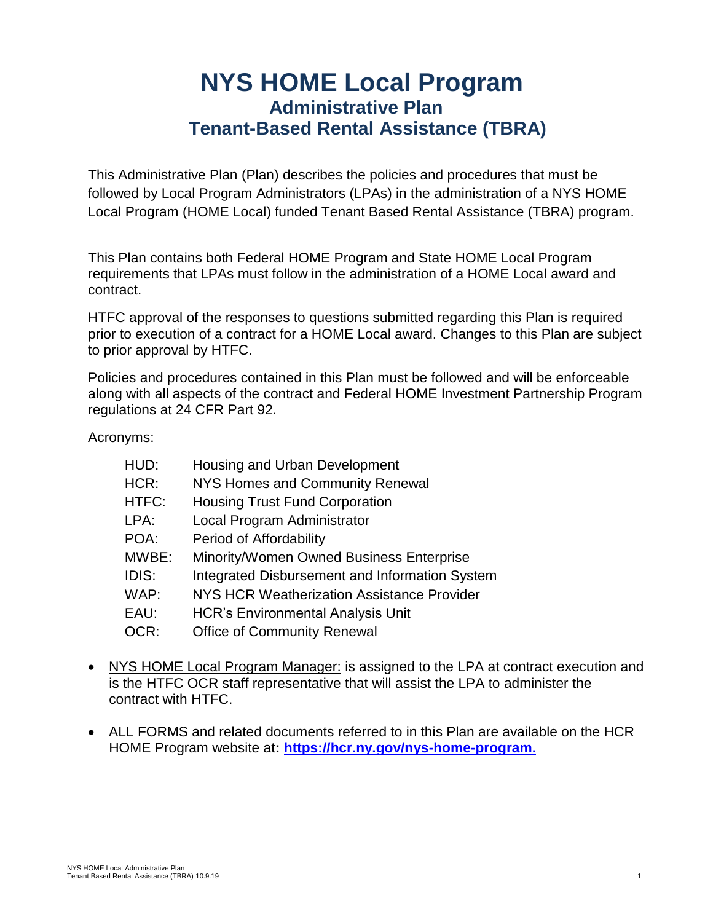# NYS HOME Local Program
## Administrative Plan
## Tenant-Based Rental Assistance (TBRA)

This Administrative Plan (Plan) describes the policies and procedures that must be followed by Local Program Administrators (LPAs) in the administration of a NYS HOME Local Program (HOME Local) funded Tenant Based Rental Assistance (TBRA) program.

This Plan contains both Federal HOME Program and State HOME Local Program requirements that LPAs must follow in the administration of a HOME Local award and contract.

HTFC approval of the responses to questions submitted regarding this Plan is required prior to execution of a contract for a HOME Local award. Changes to this Plan are subject to prior approval by HTFC.

Policies and procedures contained in this Plan must be followed and will be enforceable along with all aspects of the contract and Federal HOME Investment Partnership Program regulations at 24 CFR Part 92.

Acronyms:

| | |
|---|---|
| HUD: | Housing and Urban Development |
| HCR: | NYS Homes and Community Renewal |
| HTFC: | Housing Trust Fund Corporation |
| LPA: | Local Program Administrator |
| POA: | Period of Affordability |
| MWBE: | Minority/Women Owned Business Enterprise |
| IDIS: | Integrated Disbursement and Information System |
| WAP: | NYS HCR Weatherization Assistance Provider |
| EAU: | HCR's Environmental Analysis Unit |
| OCR: | Office of Community Renewal |

- NYS HOME Local Program Manager: is assigned to the LPA at contract execution and is the HTFC OCR staff representative that will assist the LPA to administer the contract with HTFC.
- ALL FORMS and related documents referred to in this Plan are available on the HCR HOME Program website at**: [https://hcr.ny.gov/nys-home-program.](https://hcr.ny.gov/nys-home-program)**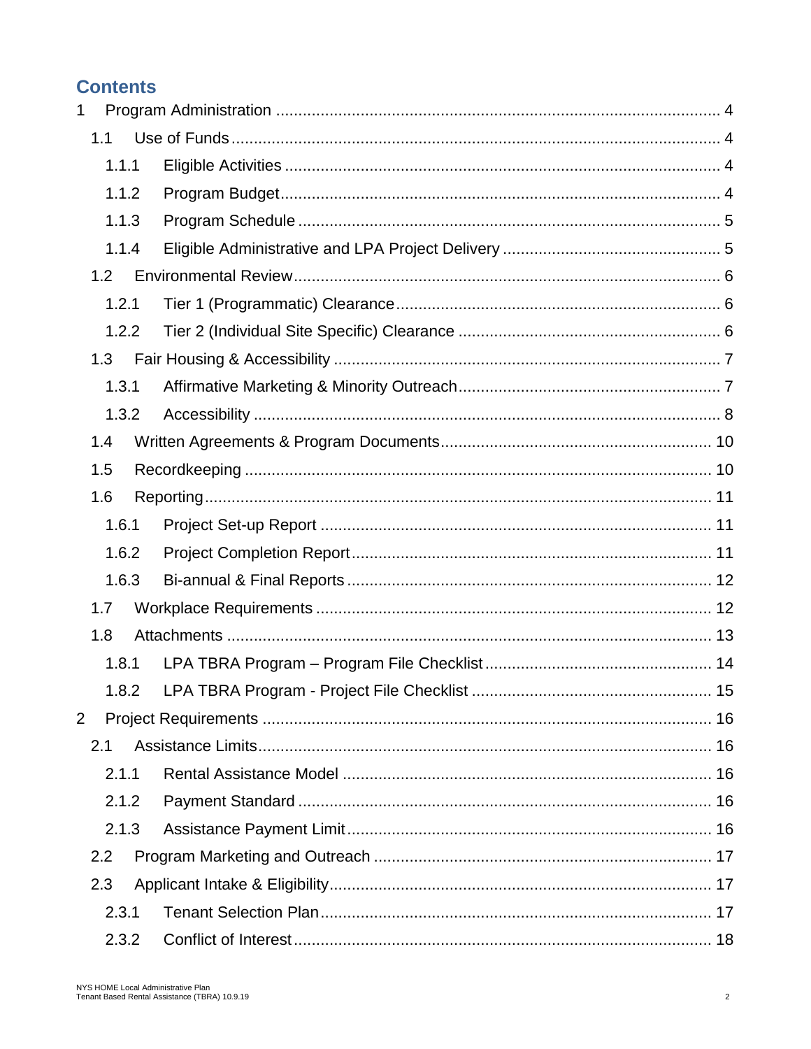## Contents

1 Program Administration ............................................................ 4
  1.1 Use of Funds ............................................................ 4
    1.1.1 Eligible Activities ............................................................ 4
    1.1.2 Program Budget ............................................................ 4
    1.1.3 Program Schedule ............................................................ 5
    1.1.4 Eligible Administrative and LPA Project Delivery ............................................................ 5
  1.2 Environmental Review ............................................................ 6
    1.2.1 Tier 1 (Programmatic) Clearance ............................................................ 6
    1.2.2 Tier 2 (Individual Site Specific) Clearance ............................................................ 6
  1.3 Fair Housing & Accessibility ............................................................ 7
    1.3.1 Affirmative Marketing & Minority Outreach ............................................................ 7
    1.3.2 Accessibility ............................................................ 8
  1.4 Written Agreements & Program Documents ............................................................ 10
  1.5 Recordkeeping ............................................................ 10
  1.6 Reporting ............................................................ 11
    1.6.1 Project Set-up Report ............................................................ 11
    1.6.2 Project Completion Report ............................................................ 11
    1.6.3 Bi-annual & Final Reports ............................................................ 12
  1.7 Workplace Requirements ............................................................ 12
  1.8 Attachments ............................................................ 13
    1.8.1 LPA TBRA Program – Program File Checklist ............................................................ 14
    1.8.2 LPA TBRA Program - Project File Checklist ............................................................ 15
2 Project Requirements ............................................................ 16
  2.1 Assistance Limits ............................................................ 16
    2.1.1 Rental Assistance Model ............................................................ 16
    2.1.2 Payment Standard ............................................................ 16
    2.1.3 Assistance Payment Limit ............................................................ 16
  2.2 Program Marketing and Outreach ............................................................ 17
  2.3 Applicant Intake & Eligibility ............................................................ 17
    2.3.1 Tenant Selection Plan ............................................................ 17
    2.3.2 Conflict of Interest ............................................................ 18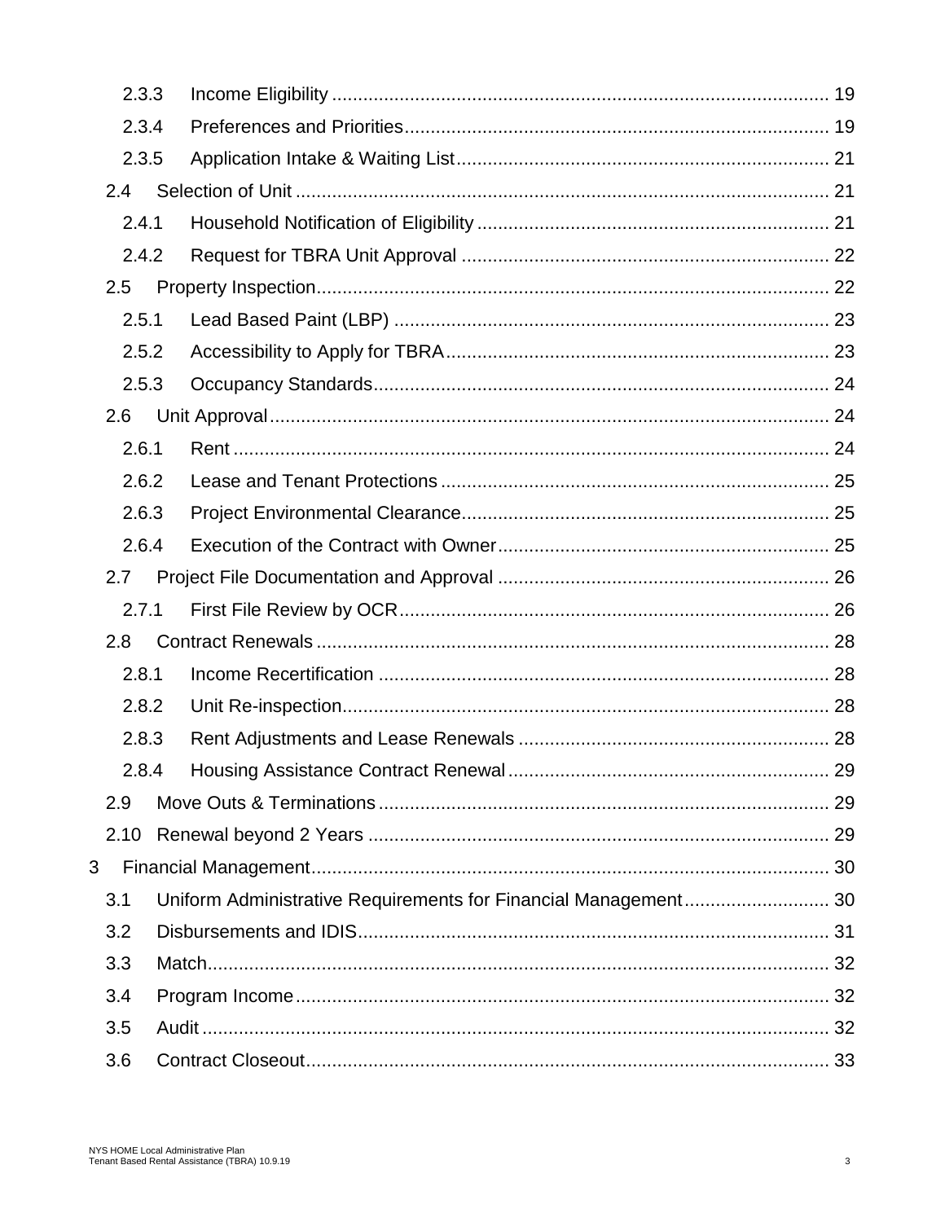- 2.3.3 Income Eligibility ... 19
- 2.3.4 Preferences and Priorities ... 19
- 2.3.5 Application Intake & Waiting List ... 21
- 2.4 Selection of Unit ... 21
  - 2.4.1 Household Notification of Eligibility ... 21
  - 2.4.2 Request for TBRA Unit Approval ... 22
- 2.5 Property Inspection ... 22
  - 2.5.1 Lead Based Paint (LBP) ... 23
  - 2.5.2 Accessibility to Apply for TBRA ... 23
  - 2.5.3 Occupancy Standards ... 24
- 2.6 Unit Approval ... 24
  - 2.6.1 Rent ... 24
  - 2.6.2 Lease and Tenant Protections ... 25
  - 2.6.3 Project Environmental Clearance ... 25
  - 2.6.4 Execution of the Contract with Owner ... 25
- 2.7 Project File Documentation and Approval ... 26
  - 2.7.1 First File Review by OCR ... 26
- 2.8 Contract Renewals ... 28
  - 2.8.1 Income Recertification ... 28
  - 2.8.2 Unit Re-inspection ... 28
  - 2.8.3 Rent Adjustments and Lease Renewals ... 28
  - 2.8.4 Housing Assistance Contract Renewal ... 29
- 2.9 Move Outs & Terminations ... 29
- 2.10 Renewal beyond 2 Years ... 29

3 Financial Management ... 30
- 3.1 Uniform Administrative Requirements for Financial Management ... 30
- 3.2 Disbursements and IDIS ... 31
- 3.3 Match ... 32
- 3.4 Program Income ... 32
- 3.5 Audit ... 32
- 3.6 Contract Closeout ... 33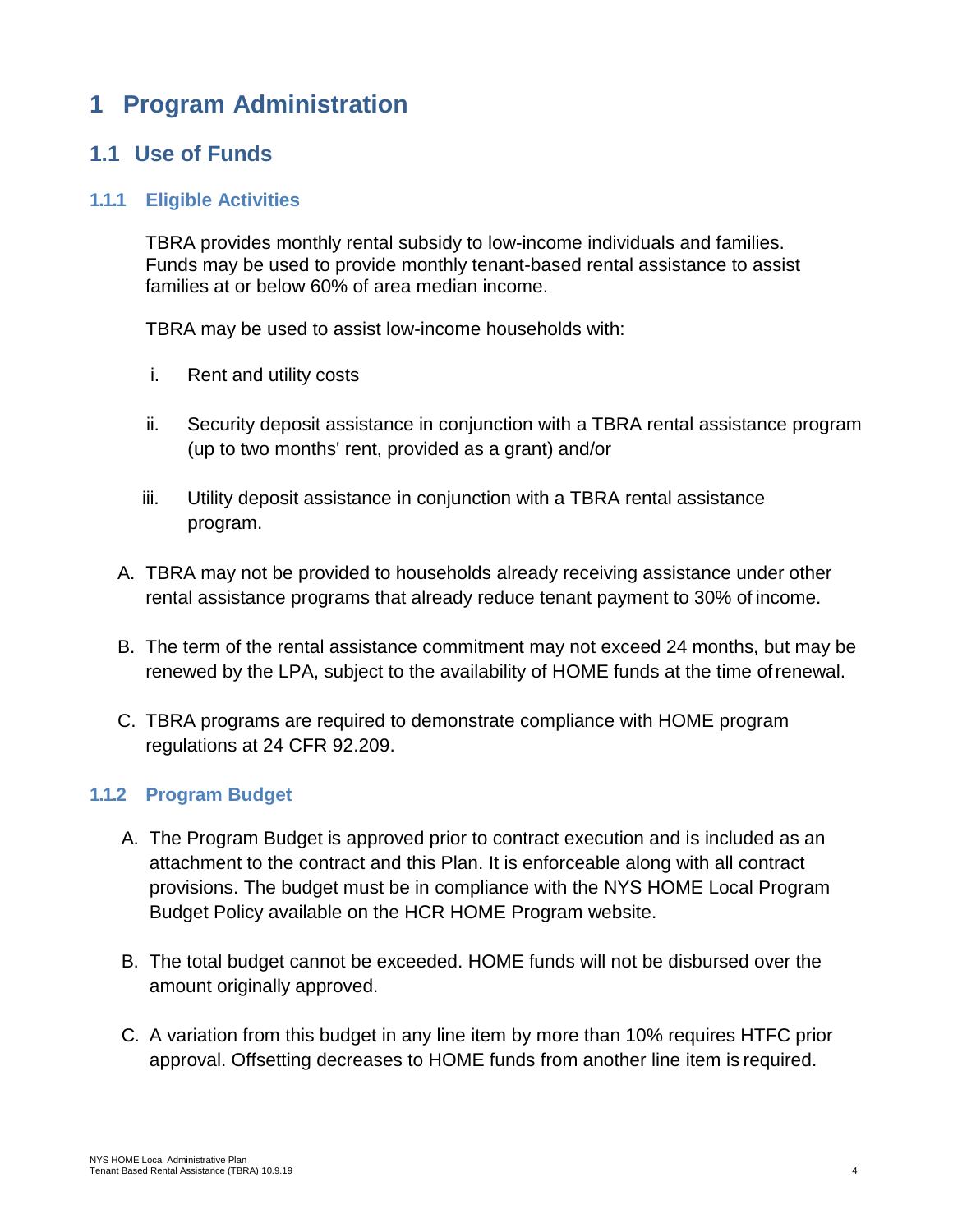# 1 Program Administration

## 1.1 Use of Funds

### 1.1.1 Eligible Activities

TBRA provides monthly rental subsidy to low-income individuals and families. Funds may be used to provide monthly tenant-based rental assistance to assist families at or below 60% of area median income.

TBRA may be used to assist low-income households with:

i. Rent and utility costs

ii. Security deposit assistance in conjunction with a TBRA rental assistance program (up to two months' rent, provided as a grant) and/or

iii. Utility deposit assistance in conjunction with a TBRA rental assistance program.

A. TBRA may not be provided to households already receiving assistance under other rental assistance programs that already reduce tenant payment to 30% of income.

B. The term of the rental assistance commitment may not exceed 24 months, but may be renewed by the LPA, subject to the availability of HOME funds at the time of renewal.

C. TBRA programs are required to demonstrate compliance with HOME program regulations at 24 CFR 92.209.

### 1.1.2 Program Budget

A. The Program Budget is approved prior to contract execution and is included as an attachment to the contract and this Plan. It is enforceable along with all contract provisions. The budget must be in compliance with the NYS HOME Local Program Budget Policy available on the HCR HOME Program website.

B. The total budget cannot be exceeded. HOME funds will not be disbursed over the amount originally approved.

C. A variation from this budget in any line item by more than 10% requires HTFC prior approval. Offsetting decreases to HOME funds from another line item is required.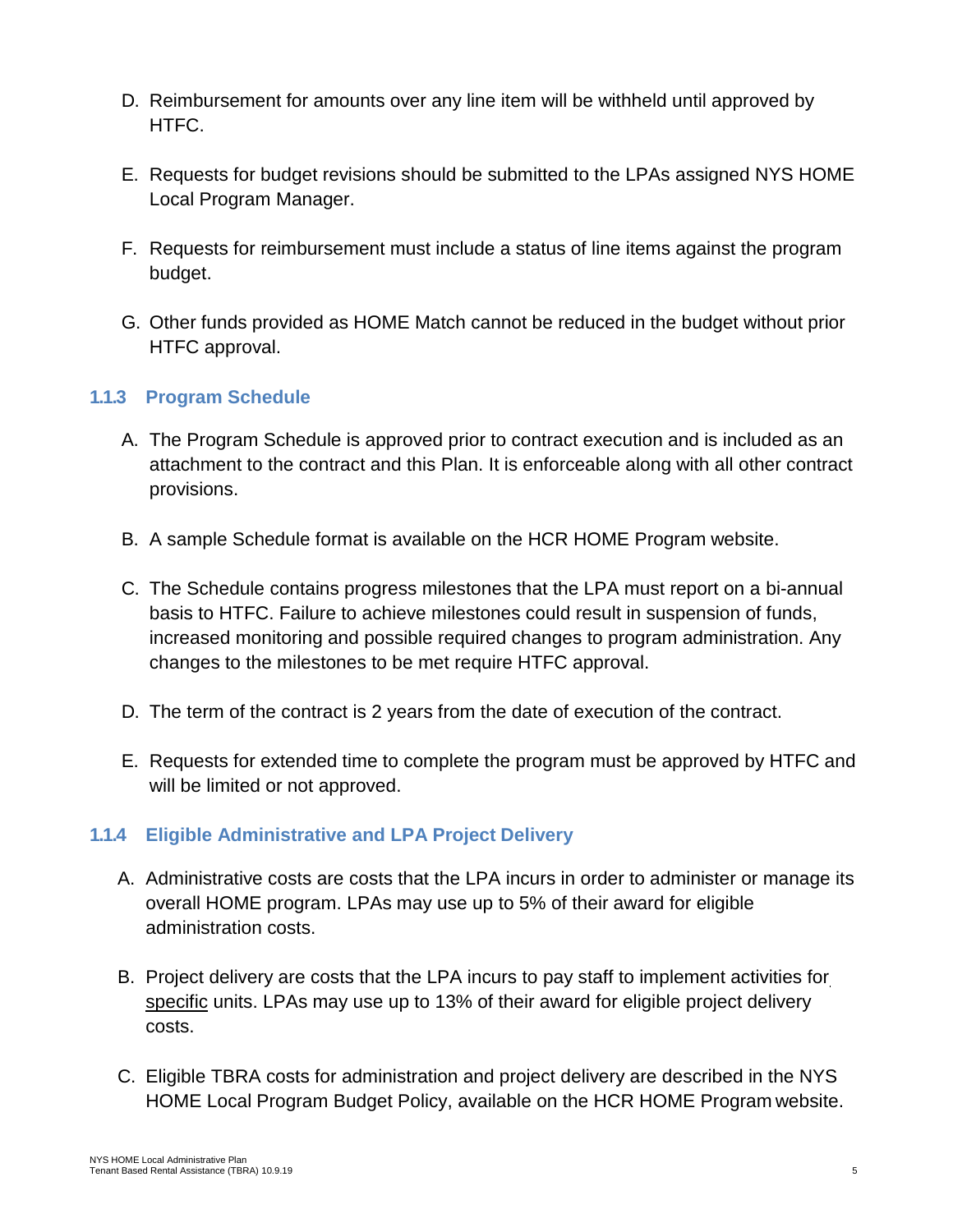D. Reimbursement for amounts over any line item will be withheld until approved by HTFC.

E. Requests for budget revisions should be submitted to the LPAs assigned NYS HOME Local Program Manager.

F. Requests for reimbursement must include a status of line items against the program budget.

G. Other funds provided as HOME Match cannot be reduced in the budget without prior HTFC approval.

### 1.1.3 Program Schedule

A. The Program Schedule is approved prior to contract execution and is included as an attachment to the contract and this Plan. It is enforceable along with all other contract provisions.

B. A sample Schedule format is available on the HCR HOME Program website.

C. The Schedule contains progress milestones that the LPA must report on a bi-annual basis to HTFC. Failure to achieve milestones could result in suspension of funds, increased monitoring and possible required changes to program administration. Any changes to the milestones to be met require HTFC approval.

D. The term of the contract is 2 years from the date of execution of the contract.

E. Requests for extended time to complete the program must be approved by HTFC and will be limited or not approved.

### 1.1.4 Eligible Administrative and LPA Project Delivery

A. Administrative costs are costs that the LPA incurs in order to administer or manage its overall HOME program. LPAs may use up to 5% of their award for eligible administration costs.

B. Project delivery are costs that the LPA incurs to pay staff to implement activities for <u>specific</u> units. LPAs may use up to 13% of their award for eligible project delivery costs.

C. Eligible TBRA costs for administration and project delivery are described in the NYS HOME Local Program Budget Policy, available on the HCR HOME Program website.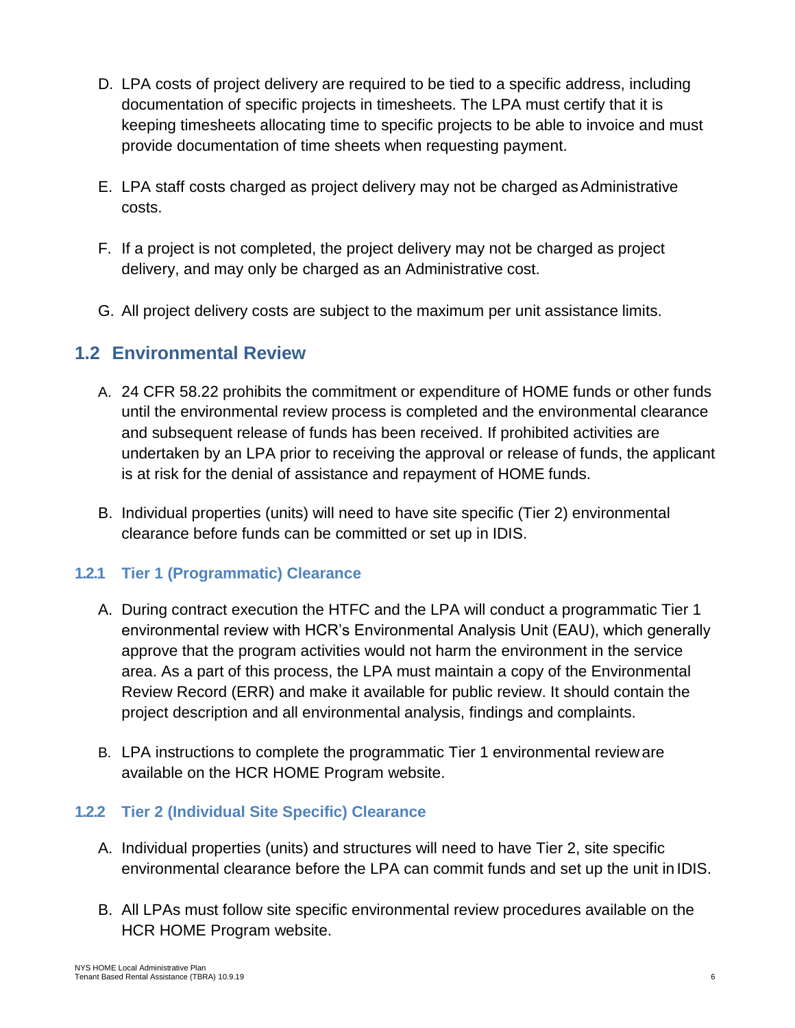D. LPA costs of project delivery are required to be tied to a specific address, including documentation of specific projects in timesheets. The LPA must certify that it is keeping timesheets allocating time to specific projects to be able to invoice and must provide documentation of time sheets when requesting payment.

E. LPA staff costs charged as project delivery may not be charged as Administrative costs.

F. If a project is not completed, the project delivery may not be charged as project delivery, and may only be charged as an Administrative cost.

G. All project delivery costs are subject to the maximum per unit assistance limits.

## 1.2 Environmental Review

A. 24 CFR 58.22 prohibits the commitment or expenditure of HOME funds or other funds until the environmental review process is completed and the environmental clearance and subsequent release of funds has been received. If prohibited activities are undertaken by an LPA prior to receiving the approval or release of funds, the applicant is at risk for the denial of assistance and repayment of HOME funds.

B. Individual properties (units) will need to have site specific (Tier 2) environmental clearance before funds can be committed or set up in IDIS.

### 1.2.1 Tier 1 (Programmatic) Clearance

A. During contract execution the HTFC and the LPA will conduct a programmatic Tier 1 environmental review with HCR's Environmental Analysis Unit (EAU), which generally approve that the program activities would not harm the environment in the service area. As a part of this process, the LPA must maintain a copy of the Environmental Review Record (ERR) and make it available for public review. It should contain the project description and all environmental analysis, findings and complaints.

B. LPA instructions to complete the programmatic Tier 1 environmental review are available on the HCR HOME Program website.

### 1.2.2 Tier 2 (Individual Site Specific) Clearance

A. Individual properties (units) and structures will need to have Tier 2, site specific environmental clearance before the LPA can commit funds and set up the unit in IDIS.

B. All LPAs must follow site specific environmental review procedures available on the HCR HOME Program website.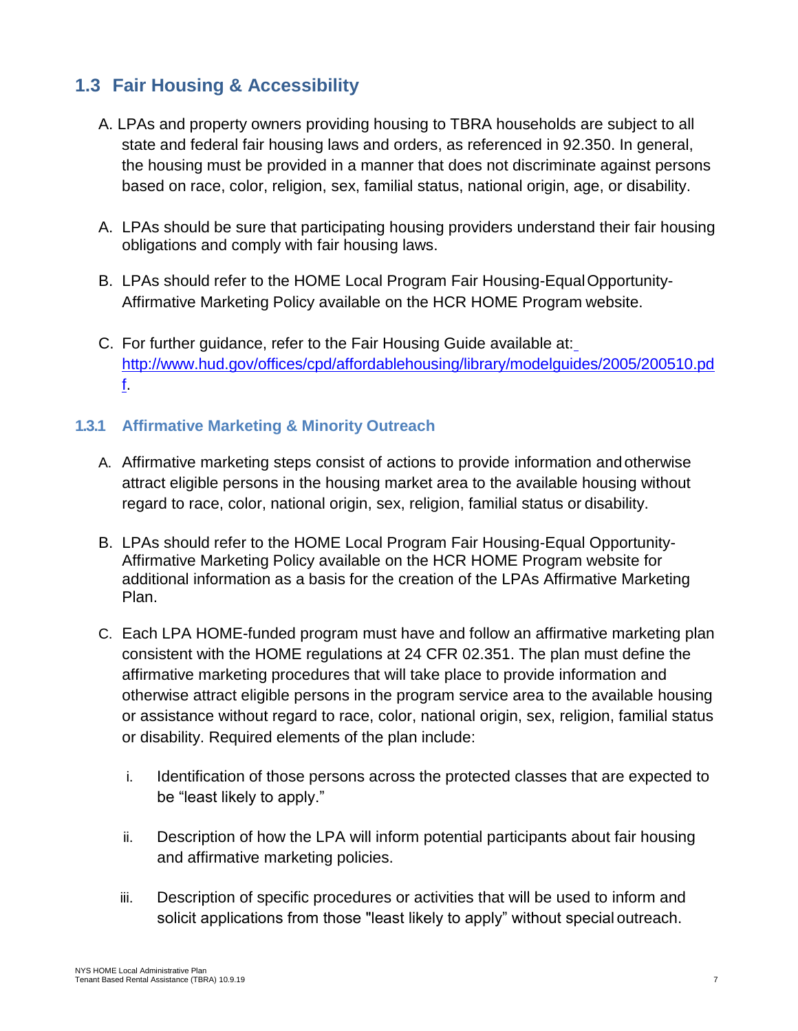## 1.3 Fair Housing & Accessibility

A. LPAs and property owners providing housing to TBRA households are subject to all state and federal fair housing laws and orders, as referenced in 92.350. In general, the housing must be provided in a manner that does not discriminate against persons based on race, color, religion, sex, familial status, national origin, age, or disability.

A. LPAs should be sure that participating housing providers understand their fair housing obligations and comply with fair housing laws.

B. LPAs should refer to the HOME Local Program Fair Housing-Equal Opportunity-Affirmative Marketing Policy available on the HCR HOME Program website.

C. For further guidance, refer to the Fair Housing Guide available at: http://www.hud.gov/offices/cpd/affordablehousing/library/modelguides/2005/200510.pdf.

### 1.3.1 Affirmative Marketing & Minority Outreach

A. Affirmative marketing steps consist of actions to provide information and otherwise attract eligible persons in the housing market area to the available housing without regard to race, color, national origin, sex, religion, familial status or disability.

B. LPAs should refer to the HOME Local Program Fair Housing-Equal Opportunity-Affirmative Marketing Policy available on the HCR HOME Program website for additional information as a basis for the creation of the LPAs Affirmative Marketing Plan.

C. Each LPA HOME-funded program must have and follow an affirmative marketing plan consistent with the HOME regulations at 24 CFR 02.351. The plan must define the affirmative marketing procedures that will take place to provide information and otherwise attract eligible persons in the program service area to the available housing or assistance without regard to race, color, national origin, sex, religion, familial status or disability. Required elements of the plan include:

   i. Identification of those persons across the protected classes that are expected to be “least likely to apply.”

   ii. Description of how the LPA will inform potential participants about fair housing and affirmative marketing policies.

   iii. Description of specific procedures or activities that will be used to inform and solicit applications from those "least likely to apply” without special outreach.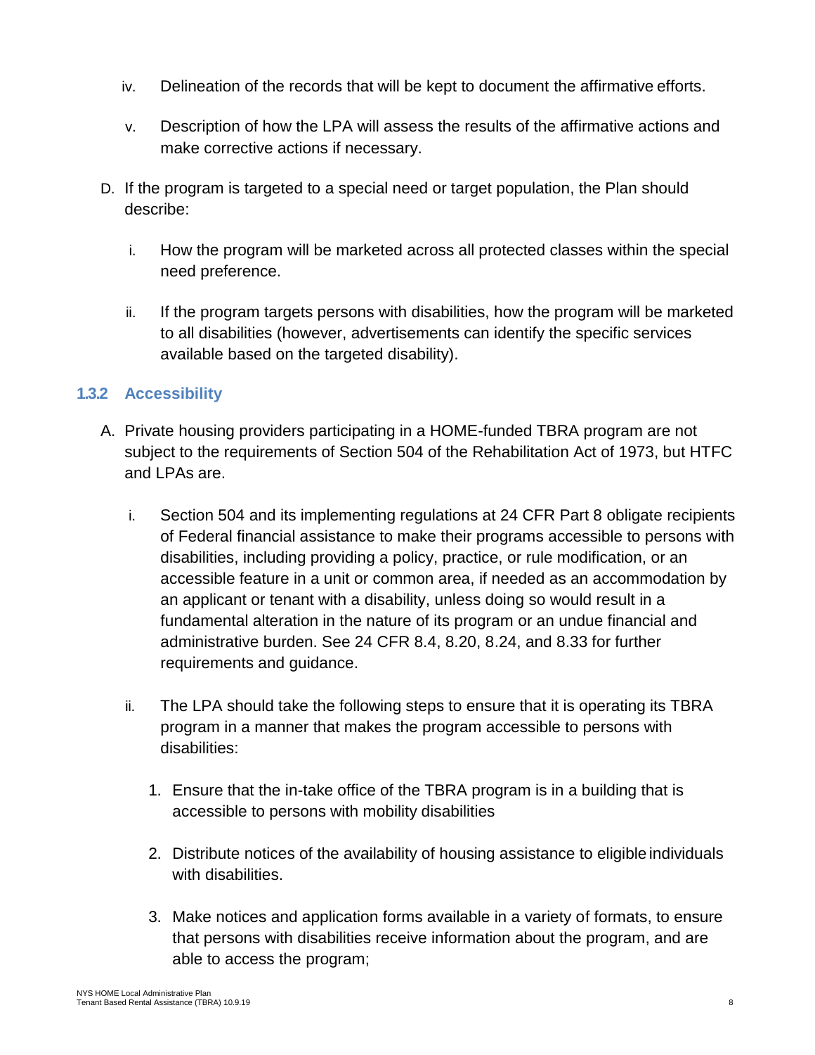iv. Delineation of the records that will be kept to document the affirmative efforts.

v. Description of how the LPA will assess the results of the affirmative actions and make corrective actions if necessary.

D. If the program is targeted to a special need or target population, the Plan should describe:

   i. How the program will be marketed across all protected classes within the special need preference.

   ii. If the program targets persons with disabilities, how the program will be marketed to all disabilities (however, advertisements can identify the specific services available based on the targeted disability).

### 1.3.2 Accessibility

A. Private housing providers participating in a HOME-funded TBRA program are not subject to the requirements of Section 504 of the Rehabilitation Act of 1973, but HTFC and LPAs are.

   i. Section 504 and its implementing regulations at 24 CFR Part 8 obligate recipients of Federal financial assistance to make their programs accessible to persons with disabilities, including providing a policy, practice, or rule modification, or an accessible feature in a unit or common area, if needed as an accommodation by an applicant or tenant with a disability, unless doing so would result in a fundamental alteration in the nature of its program or an undue financial and administrative burden. See 24 CFR 8.4, 8.20, 8.24, and 8.33 for further requirements and guidance.

   ii. The LPA should take the following steps to ensure that it is operating its TBRA program in a manner that makes the program accessible to persons with disabilities:

      1. Ensure that the in-take office of the TBRA program is in a building that is accessible to persons with mobility disabilities

      2. Distribute notices of the availability of housing assistance to eligible individuals with disabilities.

      3. Make notices and application forms available in a variety of formats, to ensure that persons with disabilities receive information about the program, and are able to access the program;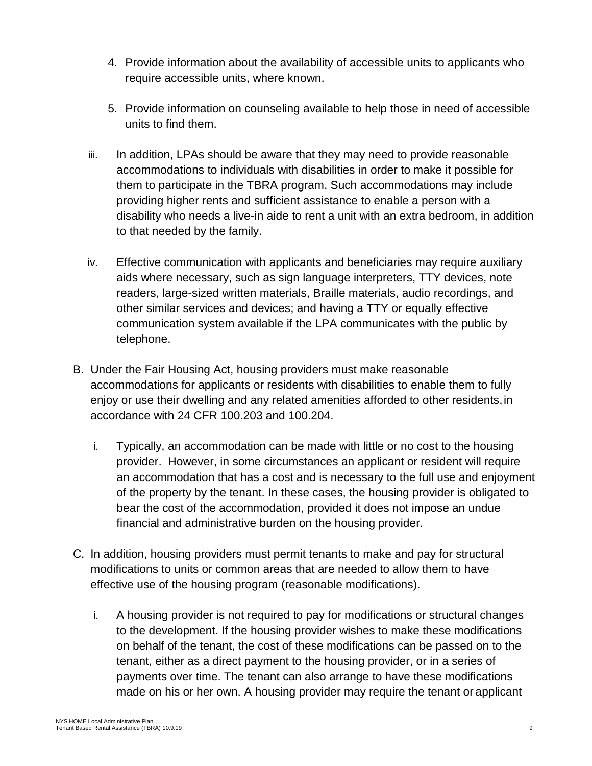4. Provide information about the availability of accessible units to applicants who require accessible units, where known.

5. Provide information on counseling available to help those in need of accessible units to find them.

iii. In addition, LPAs should be aware that they may need to provide reasonable accommodations to individuals with disabilities in order to make it possible for them to participate in the TBRA program. Such accommodations may include providing higher rents and sufficient assistance to enable a person with a disability who needs a live-in aide to rent a unit with an extra bedroom, in addition to that needed by the family.

iv. Effective communication with applicants and beneficiaries may require auxiliary aids where necessary, such as sign language interpreters, TTY devices, note readers, large-sized written materials, Braille materials, audio recordings, and other similar services and devices; and having a TTY or equally effective communication system available if the LPA communicates with the public by telephone.

B. Under the Fair Housing Act, housing providers must make reasonable accommodations for applicants or residents with disabilities to enable them to fully enjoy or use their dwelling and any related amenities afforded to other residents, in accordance with 24 CFR 100.203 and 100.204.

   i. Typically, an accommodation can be made with little or no cost to the housing provider. However, in some circumstances an applicant or resident will require an accommodation that has a cost and is necessary to the full use and enjoyment of the property by the tenant. In these cases, the housing provider is obligated to bear the cost of the accommodation, provided it does not impose an undue financial and administrative burden on the housing provider.

C. In addition, housing providers must permit tenants to make and pay for structural modifications to units or common areas that are needed to allow them to have effective use of the housing program (reasonable modifications).

   i. A housing provider is not required to pay for modifications or structural changes to the development. If the housing provider wishes to make these modifications on behalf of the tenant, the cost of these modifications can be passed on to the tenant, either as a direct payment to the housing provider, or in a series of payments over time. The tenant can also arrange to have these modifications made on his or her own. A housing provider may require the tenant or applicant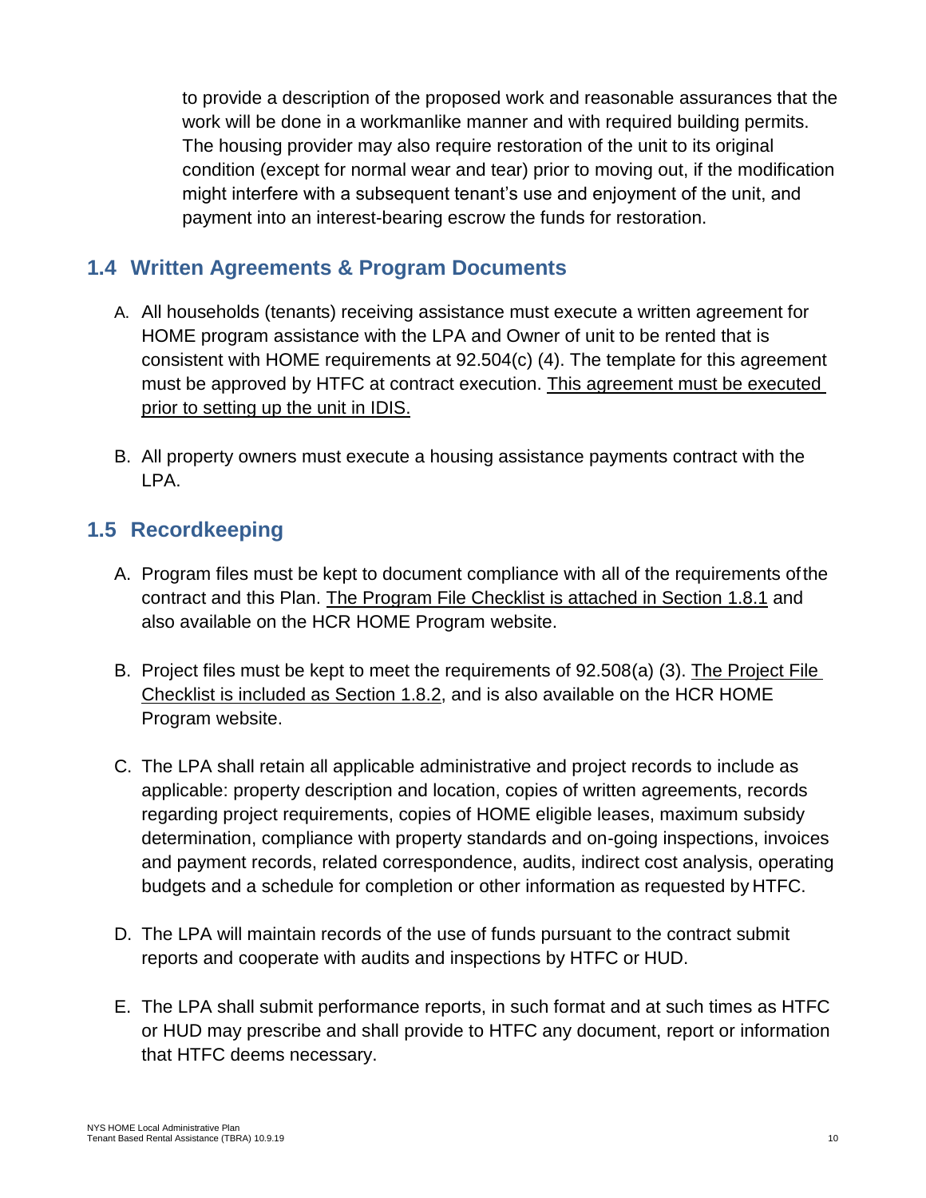to provide a description of the proposed work and reasonable assurances that the work will be done in a workmanlike manner and with required building permits. The housing provider may also require restoration of the unit to its original condition (except for normal wear and tear) prior to moving out, if the modification might interfere with a subsequent tenant's use and enjoyment of the unit, and payment into an interest-bearing escrow the funds for restoration.

## 1.4 Written Agreements & Program Documents

A. All households (tenants) receiving assistance must execute a written agreement for HOME program assistance with the LPA and Owner of unit to be rented that is consistent with HOME requirements at 92.504(c) (4). The template for this agreement must be approved by HTFC at contract execution. <u>This agreement must be executed prior to setting up the unit in IDIS.</u>

B. All property owners must execute a housing assistance payments contract with the LPA.

## 1.5 Recordkeeping

A. Program files must be kept to document compliance with all of the requirements of the contract and this Plan. <u>The Program File Checklist is attached in Section 1.8.1</u> and also available on the HCR HOME Program website.

B. Project files must be kept to meet the requirements of 92.508(a) (3). <u>The Project File Checklist is included as Section 1.8.2</u>, and is also available on the HCR HOME Program website.

C. The LPA shall retain all applicable administrative and project records to include as applicable: property description and location, copies of written agreements, records regarding project requirements, copies of HOME eligible leases, maximum subsidy determination, compliance with property standards and on-going inspections, invoices and payment records, related correspondence, audits, indirect cost analysis, operating budgets and a schedule for completion or other information as requested by HTFC.

D. The LPA will maintain records of the use of funds pursuant to the contract submit reports and cooperate with audits and inspections by HTFC or HUD.

E. The LPA shall submit performance reports, in such format and at such times as HTFC or HUD may prescribe and shall provide to HTFC any document, report or information that HTFC deems necessary.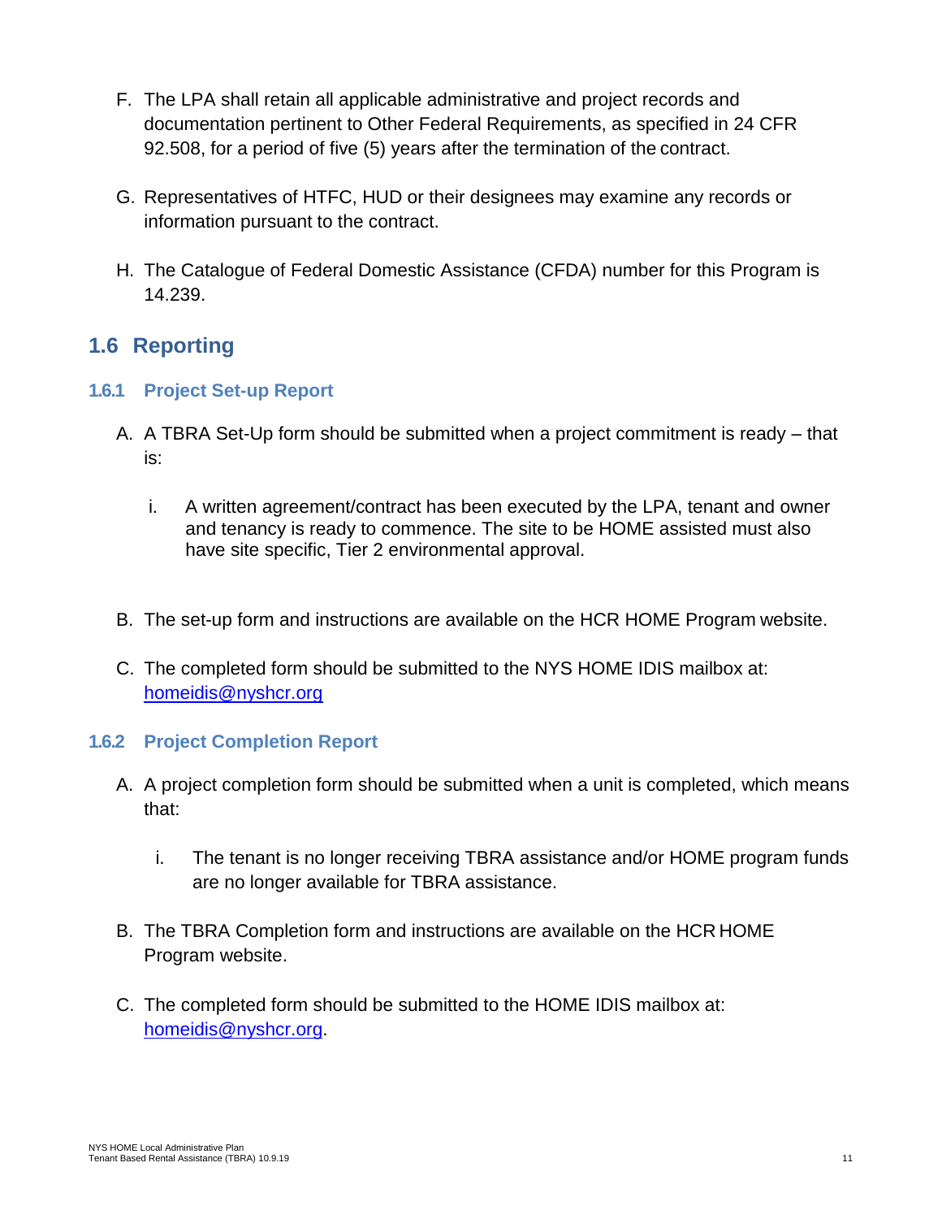F. The LPA shall retain all applicable administrative and project records and documentation pertinent to Other Federal Requirements, as specified in 24 CFR 92.508, for a period of five (5) years after the termination of the contract.

G. Representatives of HTFC, HUD or their designees may examine any records or information pursuant to the contract.

H. The Catalogue of Federal Domestic Assistance (CFDA) number for this Program is 14.239.

## 1.6 Reporting

### 1.6.1 Project Set-up Report

A. A TBRA Set-Up form should be submitted when a project commitment is ready – that is:

   i. A written agreement/contract has been executed by the LPA, tenant and owner and tenancy is ready to commence. The site to be HOME assisted must also have site specific, Tier 2 environmental approval.

B. The set-up form and instructions are available on the HCR HOME Program website.

C. The completed form should be submitted to the NYS HOME IDIS mailbox at: homeidis@nyshcr.org

### 1.6.2 Project Completion Report

A. A project completion form should be submitted when a unit is completed, which means that:

   i. The tenant is no longer receiving TBRA assistance and/or HOME program funds are no longer available for TBRA assistance.

B. The TBRA Completion form and instructions are available on the HCR HOME Program website.

C. The completed form should be submitted to the HOME IDIS mailbox at: homeidis@nyshcr.org.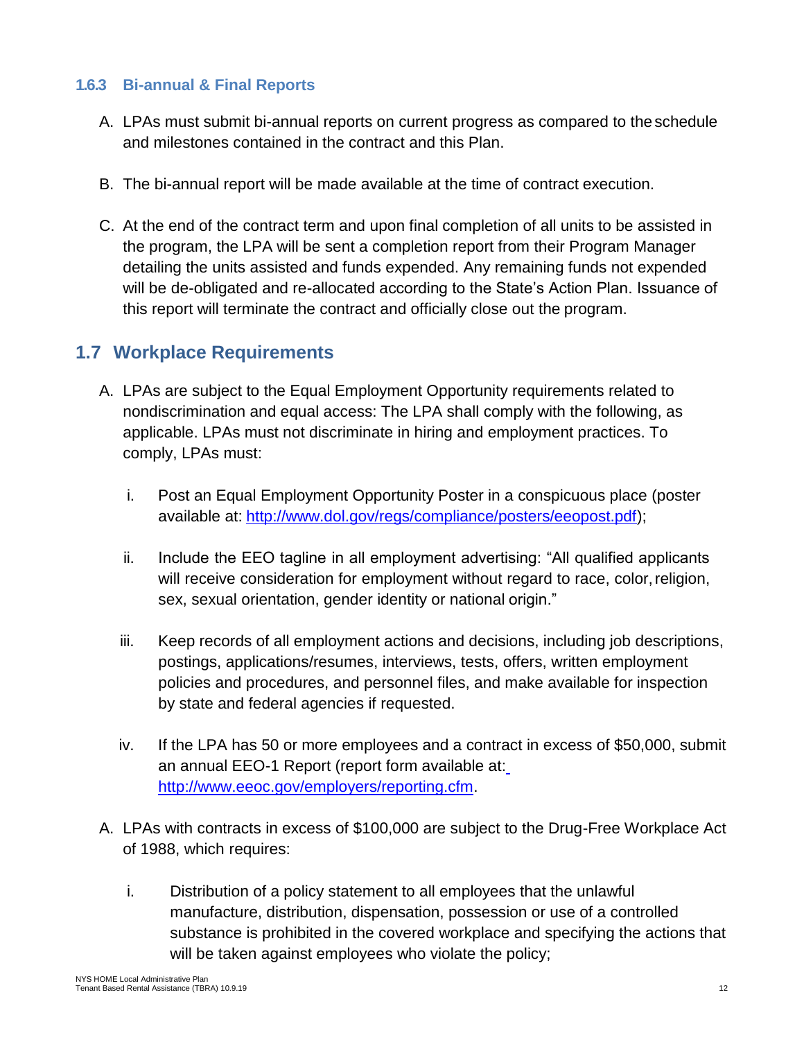### 1.6.3 Bi-annual & Final Reports

A. LPAs must submit bi-annual reports on current progress as compared to the schedule and milestones contained in the contract and this Plan.

B. The bi-annual report will be made available at the time of contract execution.

C. At the end of the contract term and upon final completion of all units to be assisted in the program, the LPA will be sent a completion report from their Program Manager detailing the units assisted and funds expended. Any remaining funds not expended will be de-obligated and re-allocated according to the State's Action Plan. Issuance of this report will terminate the contract and officially close out the program.

## 1.7 Workplace Requirements

A. LPAs are subject to the Equal Employment Opportunity requirements related to nondiscrimination and equal access: The LPA shall comply with the following, as applicable. LPAs must not discriminate in hiring and employment practices. To comply, LPAs must:

   i. Post an Equal Employment Opportunity Poster in a conspicuous place (poster available at: [http://www.dol.gov/regs/compliance/posters/eeopost.pdf](http://www.dol.gov/regs/compliance/posters/eeopost.pdf));

   ii. Include the EEO tagline in all employment advertising: "All qualified applicants will receive consideration for employment without regard to race, color, religion, sex, sexual orientation, gender identity or national origin."

   iii. Keep records of all employment actions and decisions, including job descriptions, postings, applications/resumes, interviews, tests, offers, written employment policies and procedures, and personnel files, and make available for inspection by state and federal agencies if requested.

   iv. If the LPA has 50 or more employees and a contract in excess of $50,000, submit an annual EEO-1 Report (report form available at: [http://www.eeoc.gov/employers/reporting.cfm](http://www.eeoc.gov/employers/reporting.cfm).

A. LPAs with contracts in excess of $100,000 are subject to the Drug-Free Workplace Act of 1988, which requires:

   i. Distribution of a policy statement to all employees that the unlawful manufacture, distribution, dispensation, possession or use of a controlled substance is prohibited in the covered workplace and specifying the actions that will be taken against employees who violate the policy;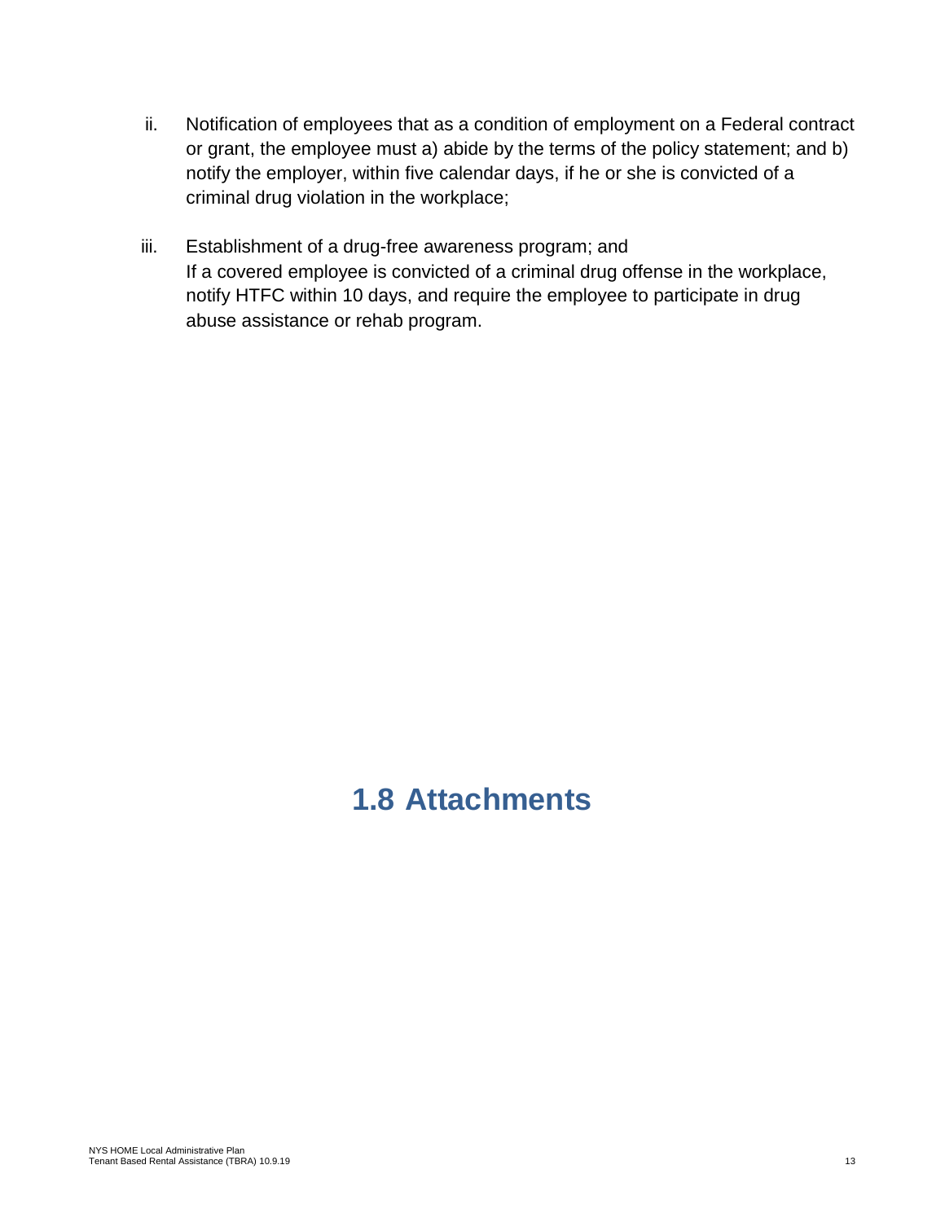ii. Notification of employees that as a condition of employment on a Federal contract or grant, the employee must a) abide by the terms of the policy statement; and b) notify the employer, within five calendar days, if he or she is convicted of a criminal drug violation in the workplace;

iii. Establishment of a drug-free awareness program; and
If a covered employee is convicted of a criminal drug offense in the workplace, notify HTFC within 10 days, and require the employee to participate in drug abuse assistance or rehab program.

# 1.8 Attachments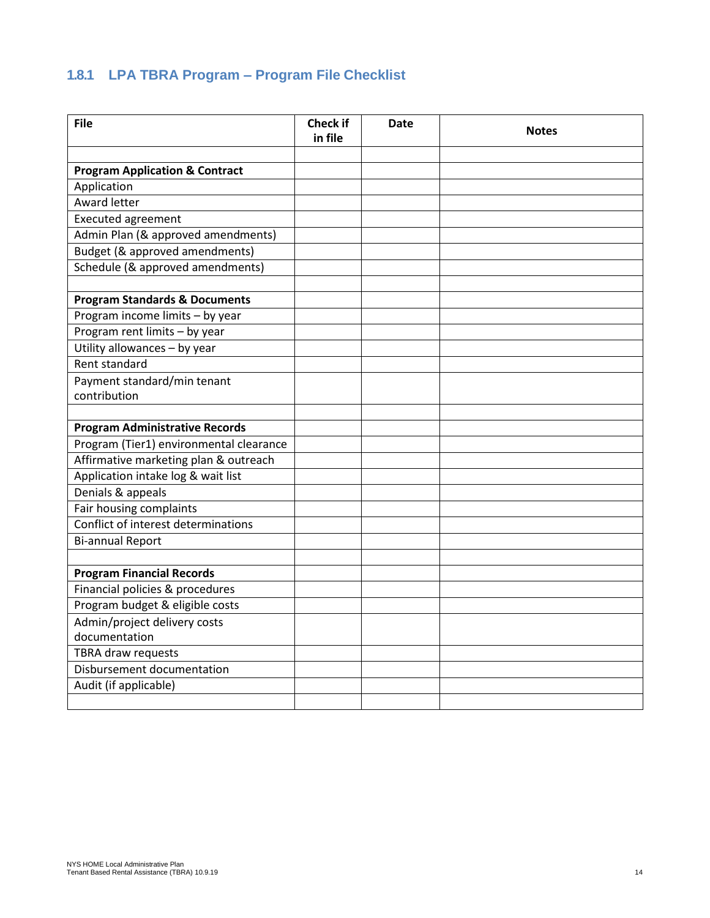### 1.8.1 LPA TBRA Program – Program File Checklist

| File | Check if in file | Date | Notes |
|---|---|---|---|
| | | | |
| **Program Application & Contract** | | | |
| Application | | | |
| Award letter | | | |
| Executed agreement | | | |
| Admin Plan (& approved amendments) | | | |
| Budget (& approved amendments) | | | |
| Schedule (& approved amendments) | | | |
| | | | |
| **Program Standards & Documents** | | | |
| Program income limits – by year | | | |
| Program rent limits – by year | | | |
| Utility allowances – by year | | | |
| Rent standard | | | |
| Payment standard/min tenant contribution | | | |
| | | | |
| **Program Administrative Records** | | | |
| Program (Tier1) environmental clearance | | | |
| Affirmative marketing plan & outreach | | | |
| Application intake log & wait list | | | |
| Denials & appeals | | | |
| Fair housing complaints | | | |
| Conflict of interest determinations | | | |
| Bi-annual Report | | | |
| | | | |
| **Program Financial Records** | | | |
| Financial policies & procedures | | | |
| Program budget & eligible costs | | | |
| Admin/project delivery costs documentation | | | |
| TBRA draw requests | | | |
| Disbursement documentation | | | |
| Audit (if applicable) | | | |
| | | | |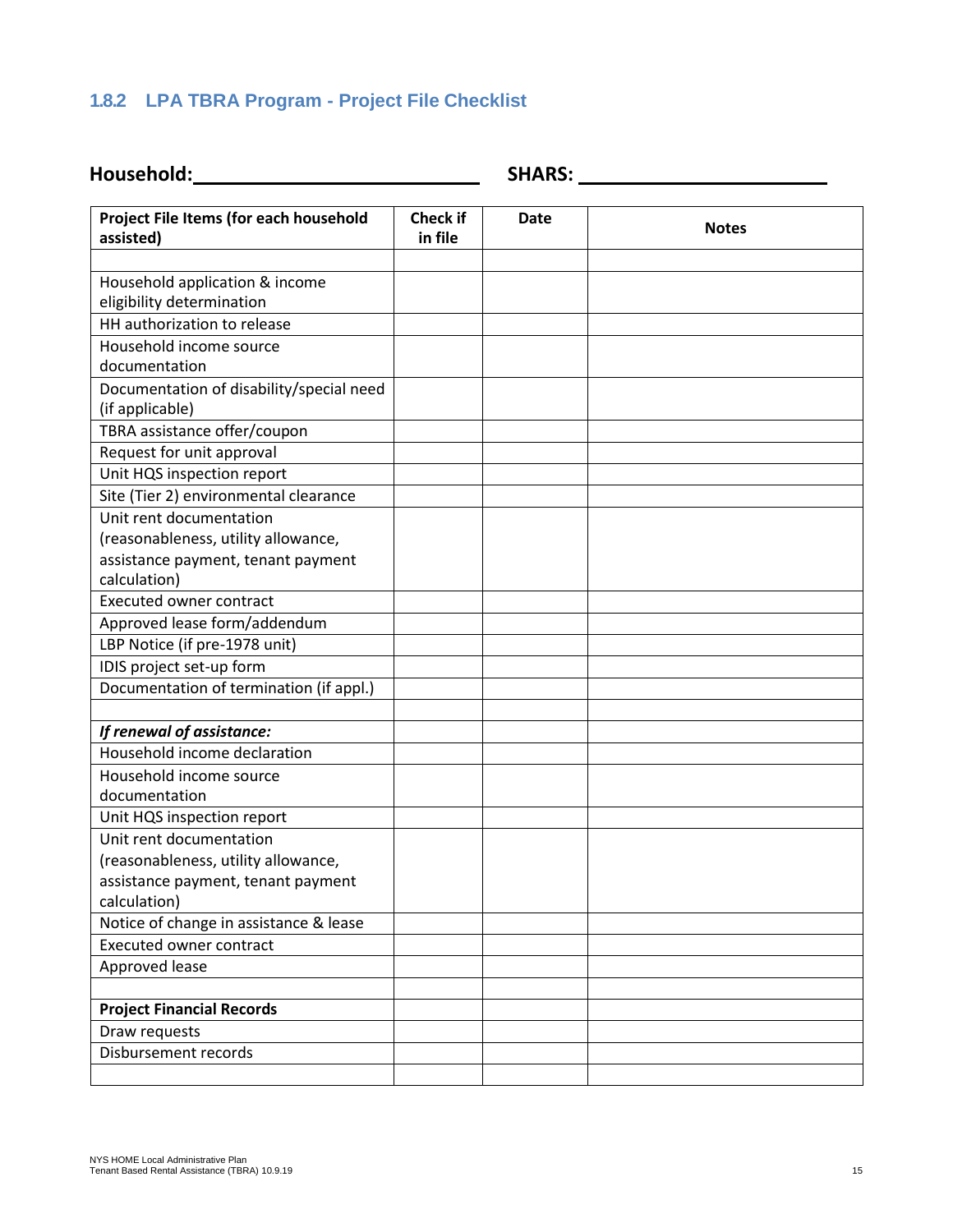### 1.8.2 LPA TBRA Program - Project File Checklist

**Household:**\_\_\_\_\_\_\_\_\_\_\_\_\_\_\_\_\_\_\_\_\_\_\_\_\_ **SHARS:** \_\_\_\_\_\_\_\_\_\_\_\_\_\_\_\_\_\_\_\_\_\_\_\_\_

| Project File Items (for each household assisted) | Check if in file | Date | Notes |
|---|---|---|---|
| | | | |
| Household application & income eligibility determination | | | |
| HH authorization to release | | | |
| Household income source documentation | | | |
| Documentation of disability/special need (if applicable) | | | |
| TBRA assistance offer/coupon | | | |
| Request for unit approval | | | |
| Unit HQS inspection report | | | |
| Site (Tier 2) environmental clearance | | | |
| Unit rent documentation (reasonableness, utility allowance, assistance payment, tenant payment calculation) | | | |
| Executed owner contract | | | |
| Approved lease form/addendum | | | |
| LBP Notice (if pre-1978 unit) | | | |
| IDIS project set-up form | | | |
| Documentation of termination (if appl.) | | | |
| | | | |
| ***If renewal of assistance:*** | | | |
| Household income declaration | | | |
| Household income source documentation | | | |
| Unit HQS inspection report | | | |
| Unit rent documentation (reasonableness, utility allowance, assistance payment, tenant payment calculation) | | | |
| Notice of change in assistance & lease | | | |
| Executed owner contract | | | |
| Approved lease | | | |
| | | | |
| **Project Financial Records** | | | |
| Draw requests | | | |
| Disbursement records | | | |
| | | | |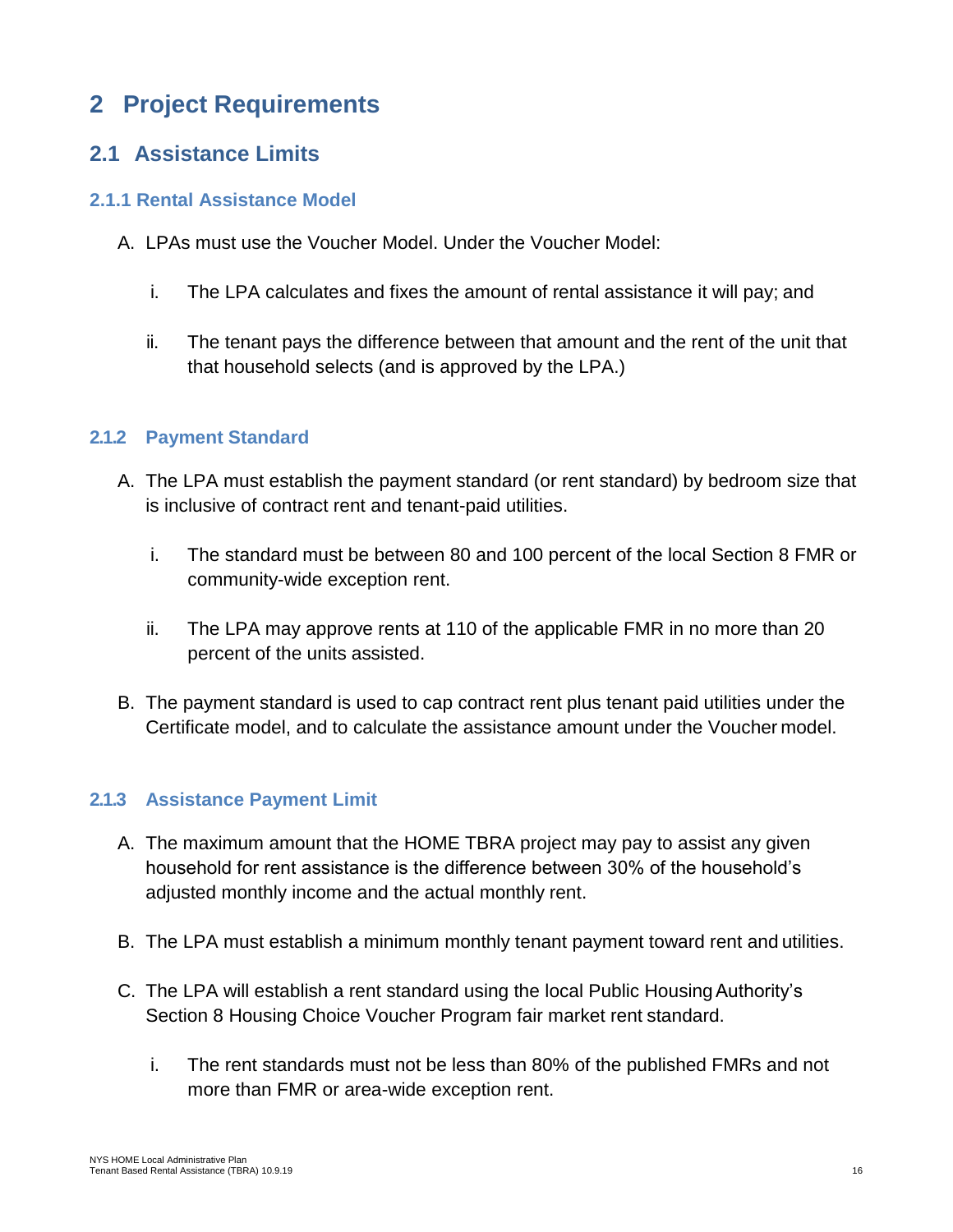# 2 Project Requirements

## 2.1 Assistance Limits

### 2.1.1 Rental Assistance Model

A. LPAs must use the Voucher Model. Under the Voucher Model:

   i. The LPA calculates and fixes the amount of rental assistance it will pay; and

   ii. The tenant pays the difference between that amount and the rent of the unit that that household selects (and is approved by the LPA.)

### 2.1.2 Payment Standard

A. The LPA must establish the payment standard (or rent standard) by bedroom size that is inclusive of contract rent and tenant-paid utilities.

   i. The standard must be between 80 and 100 percent of the local Section 8 FMR or community-wide exception rent.

   ii. The LPA may approve rents at 110 of the applicable FMR in no more than 20 percent of the units assisted.

B. The payment standard is used to cap contract rent plus tenant paid utilities under the Certificate model, and to calculate the assistance amount under the Voucher model.

### 2.1.3 Assistance Payment Limit

A. The maximum amount that the HOME TBRA project may pay to assist any given household for rent assistance is the difference between 30% of the household's adjusted monthly income and the actual monthly rent.

B. The LPA must establish a minimum monthly tenant payment toward rent and utilities.

C. The LPA will establish a rent standard using the local Public Housing Authority's Section 8 Housing Choice Voucher Program fair market rent standard.

   i. The rent standards must not be less than 80% of the published FMRs and not more than FMR or area-wide exception rent.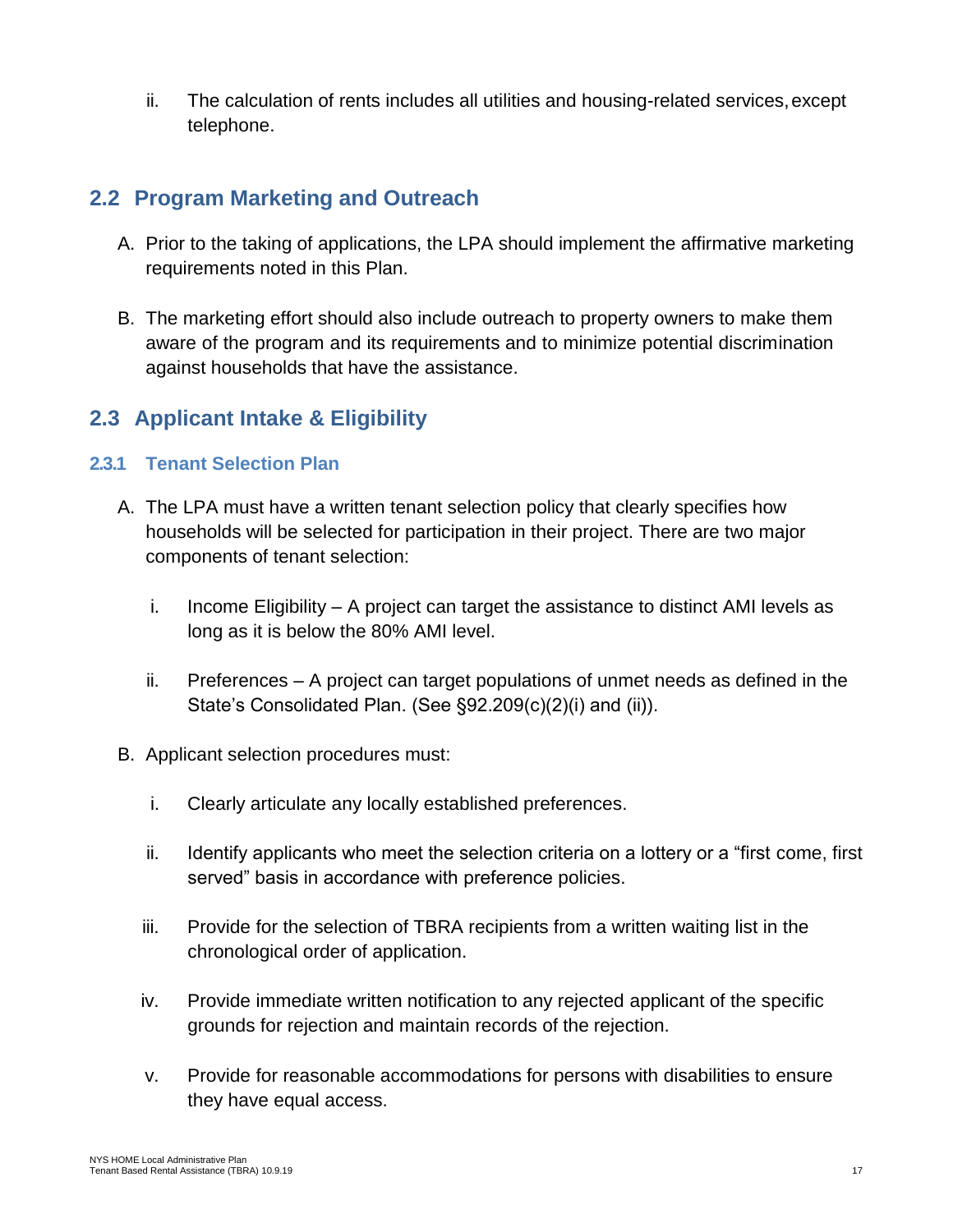ii. The calculation of rents includes all utilities and housing-related services, except telephone.

## 2.2 Program Marketing and Outreach

A. Prior to the taking of applications, the LPA should implement the affirmative marketing requirements noted in this Plan.

B. The marketing effort should also include outreach to property owners to make them aware of the program and its requirements and to minimize potential discrimination against households that have the assistance.

## 2.3 Applicant Intake & Eligibility

### 2.3.1 Tenant Selection Plan

A. The LPA must have a written tenant selection policy that clearly specifies how households will be selected for participation in their project. There are two major components of tenant selection:

   i. Income Eligibility – A project can target the assistance to distinct AMI levels as long as it is below the 80% AMI level.

   ii. Preferences – A project can target populations of unmet needs as defined in the State's Consolidated Plan. (See §92.209(c)(2)(i) and (ii)).

B. Applicant selection procedures must:

   i. Clearly articulate any locally established preferences.

   ii. Identify applicants who meet the selection criteria on a lottery or a "first come, first served" basis in accordance with preference policies.

   iii. Provide for the selection of TBRA recipients from a written waiting list in the chronological order of application.

   iv. Provide immediate written notification to any rejected applicant of the specific grounds for rejection and maintain records of the rejection.

   v. Provide for reasonable accommodations for persons with disabilities to ensure they have equal access.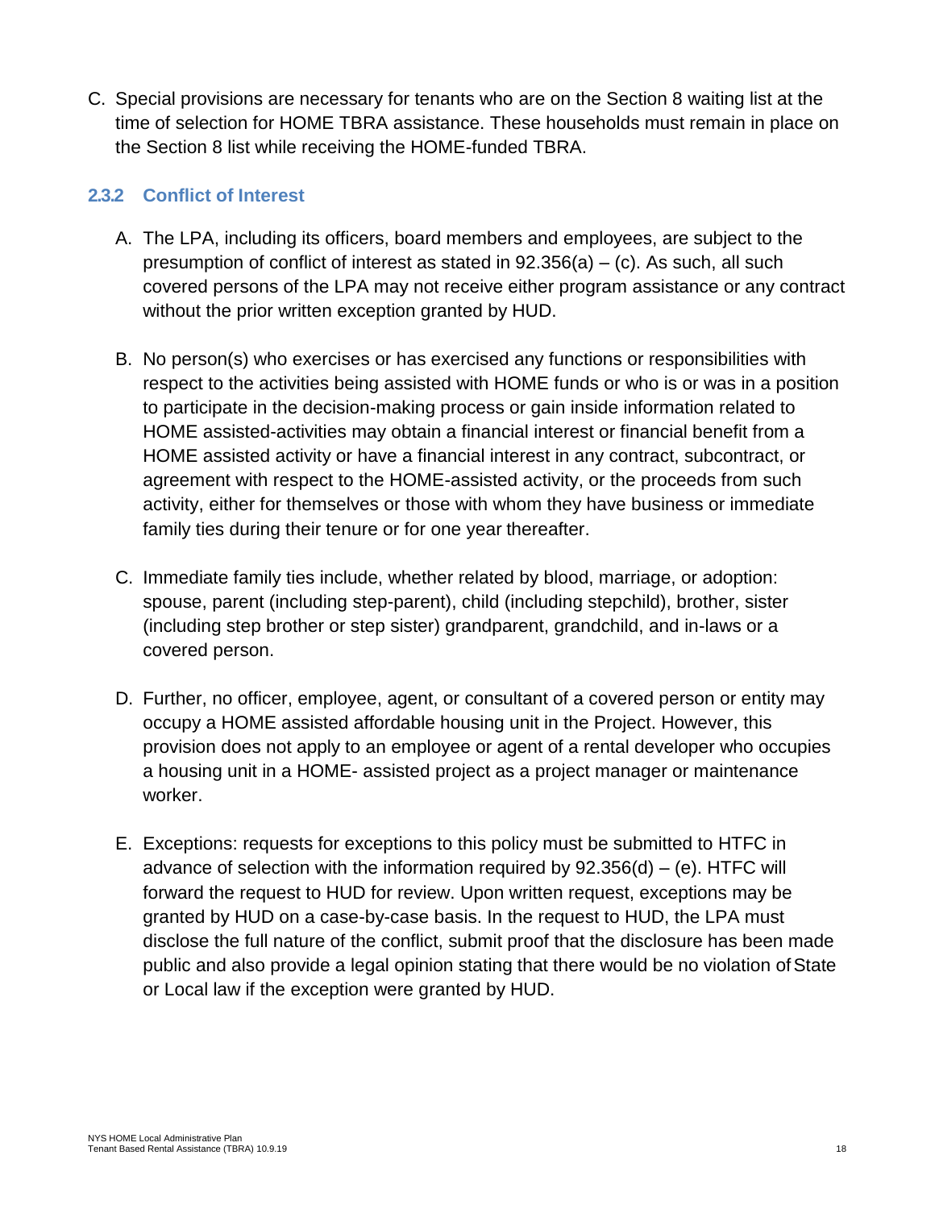C. Special provisions are necessary for tenants who are on the Section 8 waiting list at the time of selection for HOME TBRA assistance. These households must remain in place on the Section 8 list while receiving the HOME-funded TBRA.

### 2.3.2 Conflict of Interest

A. The LPA, including its officers, board members and employees, are subject to the presumption of conflict of interest as stated in 92.356(a) – (c). As such, all such covered persons of the LPA may not receive either program assistance or any contract without the prior written exception granted by HUD.

B. No person(s) who exercises or has exercised any functions or responsibilities with respect to the activities being assisted with HOME funds or who is or was in a position to participate in the decision-making process or gain inside information related to HOME assisted-activities may obtain a financial interest or financial benefit from a HOME assisted activity or have a financial interest in any contract, subcontract, or agreement with respect to the HOME-assisted activity, or the proceeds from such activity, either for themselves or those with whom they have business or immediate family ties during their tenure or for one year thereafter.

C. Immediate family ties include, whether related by blood, marriage, or adoption: spouse, parent (including step-parent), child (including stepchild), brother, sister (including step brother or step sister) grandparent, grandchild, and in-laws or a covered person.

D. Further, no officer, employee, agent, or consultant of a covered person or entity may occupy a HOME assisted affordable housing unit in the Project. However, this provision does not apply to an employee or agent of a rental developer who occupies a housing unit in a HOME- assisted project as a project manager or maintenance worker.

E. Exceptions: requests for exceptions to this policy must be submitted to HTFC in advance of selection with the information required by 92.356(d) – (e). HTFC will forward the request to HUD for review. Upon written request, exceptions may be granted by HUD on a case-by-case basis. In the request to HUD, the LPA must disclose the full nature of the conflict, submit proof that the disclosure has been made public and also provide a legal opinion stating that there would be no violation of State or Local law if the exception were granted by HUD.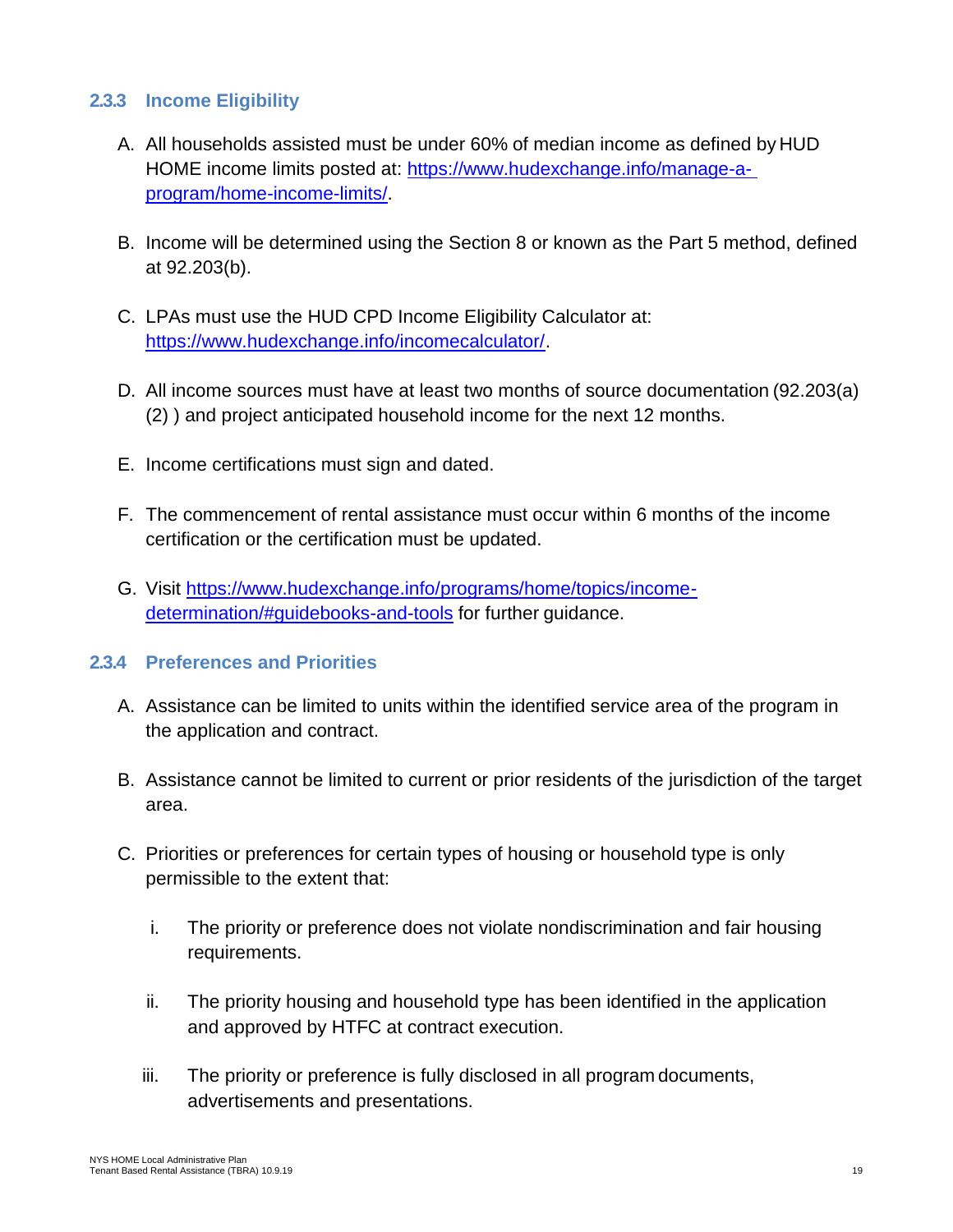### 2.3.3 Income Eligibility

A. All households assisted must be under 60% of median income as defined by HUD HOME income limits posted at: [https://www.hudexchange.info/manage-a-program/home-income-limits/](https://www.hudexchange.info/manage-a-program/home-income-limits/).

B. Income will be determined using the Section 8 or known as the Part 5 method, defined at 92.203(b).

C. LPAs must use the HUD CPD Income Eligibility Calculator at: [https://www.hudexchange.info/incomecalculator/](https://www.hudexchange.info/incomecalculator/).

D. All income sources must have at least two months of source documentation (92.203(a)(2) ) and project anticipated household income for the next 12 months.

E. Income certifications must sign and dated.

F. The commencement of rental assistance must occur within 6 months of the income certification or the certification must be updated.

G. Visit [https://www.hudexchange.info/programs/home/topics/income-determination/#guidebooks-and-tools](https://www.hudexchange.info/programs/home/topics/income-determination/#guidebooks-and-tools) for further guidance.

### 2.3.4 Preferences and Priorities

A. Assistance can be limited to units within the identified service area of the program in the application and contract.

B. Assistance cannot be limited to current or prior residents of the jurisdiction of the target area.

C. Priorities or preferences for certain types of housing or household type is only permissible to the extent that:

   i. The priority or preference does not violate nondiscrimination and fair housing requirements.

   ii. The priority housing and household type has been identified in the application and approved by HTFC at contract execution.

   iii. The priority or preference is fully disclosed in all program documents, advertisements and presentations.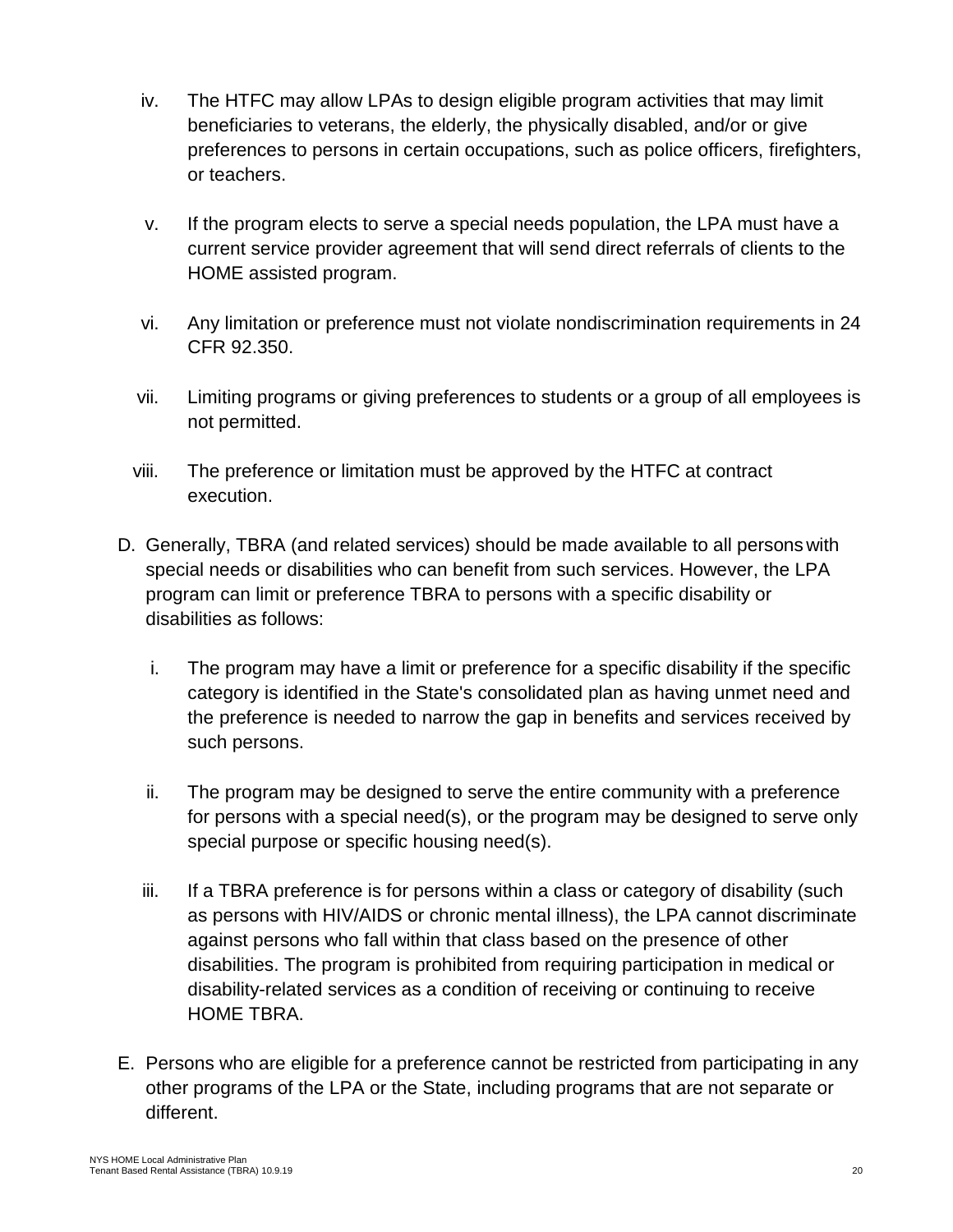iv. The HTFC may allow LPAs to design eligible program activities that may limit beneficiaries to veterans, the elderly, the physically disabled, and/or or give preferences to persons in certain occupations, such as police officers, firefighters, or teachers.

v. If the program elects to serve a special needs population, the LPA must have a current service provider agreement that will send direct referrals of clients to the HOME assisted program.

vi. Any limitation or preference must not violate nondiscrimination requirements in 24 CFR 92.350.

vii. Limiting programs or giving preferences to students or a group of all employees is not permitted.

viii. The preference or limitation must be approved by the HTFC at contract execution.

D. Generally, TBRA (and related services) should be made available to all persons with special needs or disabilities who can benefit from such services. However, the LPA program can limit or preference TBRA to persons with a specific disability or disabilities as follows:

   i. The program may have a limit or preference for a specific disability if the specific category is identified in the State's consolidated plan as having unmet need and the preference is needed to narrow the gap in benefits and services received by such persons.

   ii. The program may be designed to serve the entire community with a preference for persons with a special need(s), or the program may be designed to serve only special purpose or specific housing need(s).

   iii. If a TBRA preference is for persons within a class or category of disability (such as persons with HIV/AIDS or chronic mental illness), the LPA cannot discriminate against persons who fall within that class based on the presence of other disabilities. The program is prohibited from requiring participation in medical or disability-related services as a condition of receiving or continuing to receive HOME TBRA.

E. Persons who are eligible for a preference cannot be restricted from participating in any other programs of the LPA or the State, including programs that are not separate or different.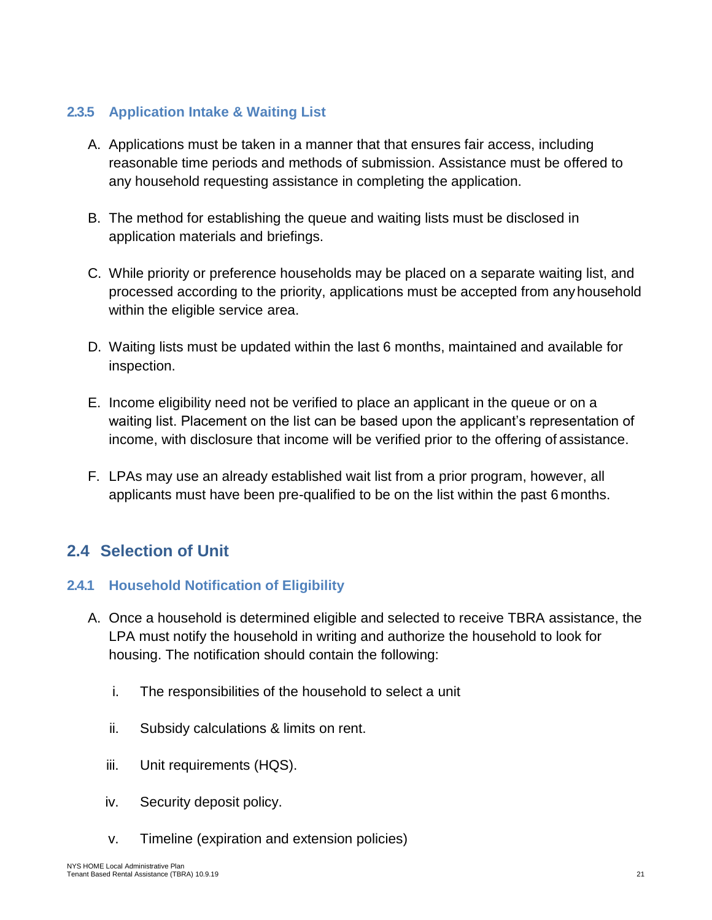### 2.3.5 Application Intake & Waiting List

A. Applications must be taken in a manner that that ensures fair access, including reasonable time periods and methods of submission. Assistance must be offered to any household requesting assistance in completing the application.

B. The method for establishing the queue and waiting lists must be disclosed in application materials and briefings.

C. While priority or preference households may be placed on a separate waiting list, and processed according to the priority, applications must be accepted from any household within the eligible service area.

D. Waiting lists must be updated within the last 6 months, maintained and available for inspection.

E. Income eligibility need not be verified to place an applicant in the queue or on a waiting list. Placement on the list can be based upon the applicant's representation of income, with disclosure that income will be verified prior to the offering of assistance.

F. LPAs may use an already established wait list from a prior program, however, all applicants must have been pre-qualified to be on the list within the past 6 months.

## 2.4 Selection of Unit

### 2.4.1 Household Notification of Eligibility

A. Once a household is determined eligible and selected to receive TBRA assistance, the LPA must notify the household in writing and authorize the household to look for housing. The notification should contain the following:

   i. The responsibilities of the household to select a unit

   ii. Subsidy calculations & limits on rent.

   iii. Unit requirements (HQS).

   iv. Security deposit policy.

   v. Timeline (expiration and extension policies)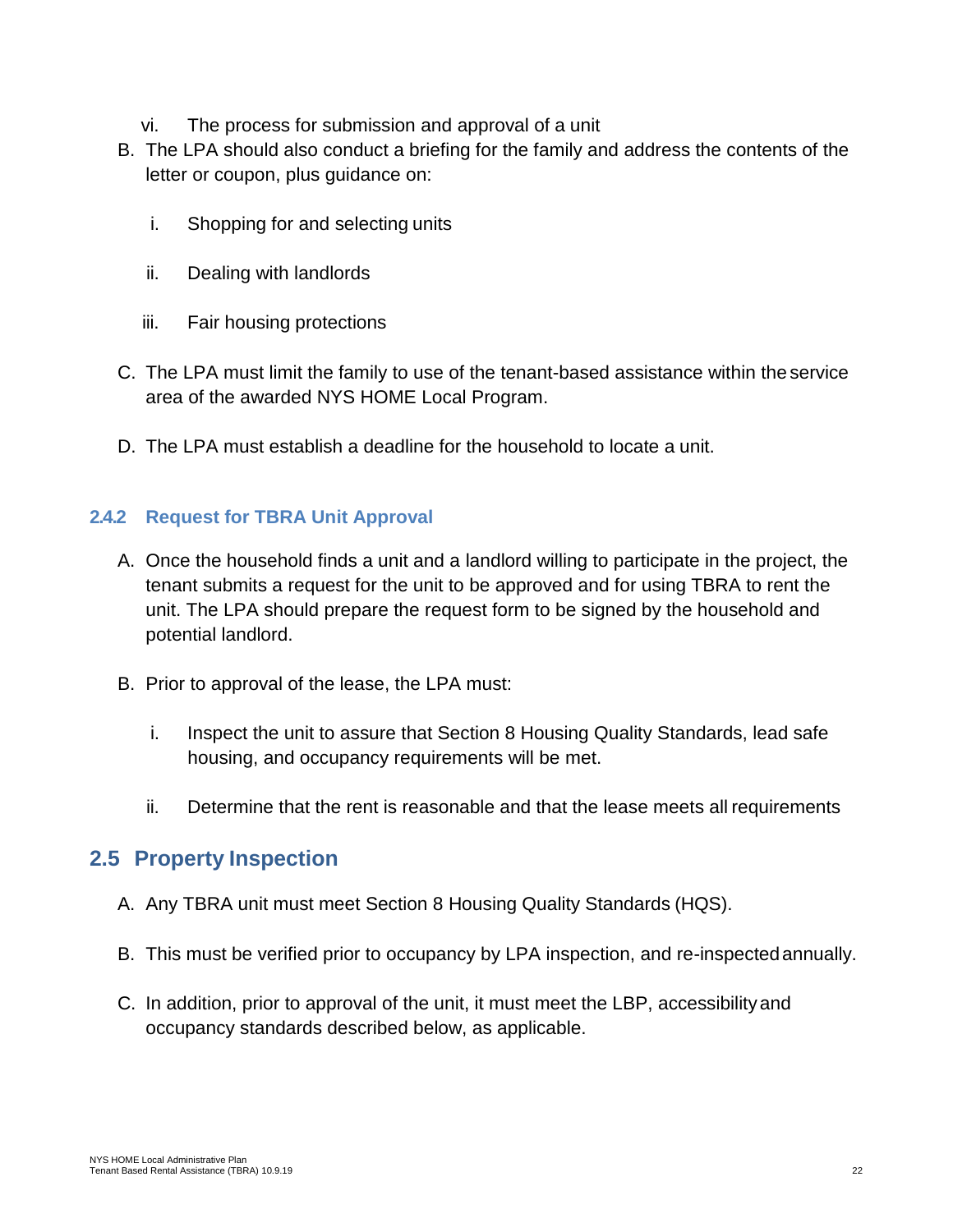vi. The process for submission and approval of a unit

B. The LPA should also conduct a briefing for the family and address the contents of the letter or coupon, plus guidance on:

   i. Shopping for and selecting units

   ii. Dealing with landlords

   iii. Fair housing protections

C. The LPA must limit the family to use of the tenant-based assistance within the service area of the awarded NYS HOME Local Program.

D. The LPA must establish a deadline for the household to locate a unit.

### 2.4.2 Request for TBRA Unit Approval

A. Once the household finds a unit and a landlord willing to participate in the project, the tenant submits a request for the unit to be approved and for using TBRA to rent the unit. The LPA should prepare the request form to be signed by the household and potential landlord.

B. Prior to approval of the lease, the LPA must:

   i. Inspect the unit to assure that Section 8 Housing Quality Standards, lead safe housing, and occupancy requirements will be met.

   ii. Determine that the rent is reasonable and that the lease meets all requirements

## 2.5 Property Inspection

A. Any TBRA unit must meet Section 8 Housing Quality Standards (HQS).

B. This must be verified prior to occupancy by LPA inspection, and re-inspected annually.

C. In addition, prior to approval of the unit, it must meet the LBP, accessibility and occupancy standards described below, as applicable.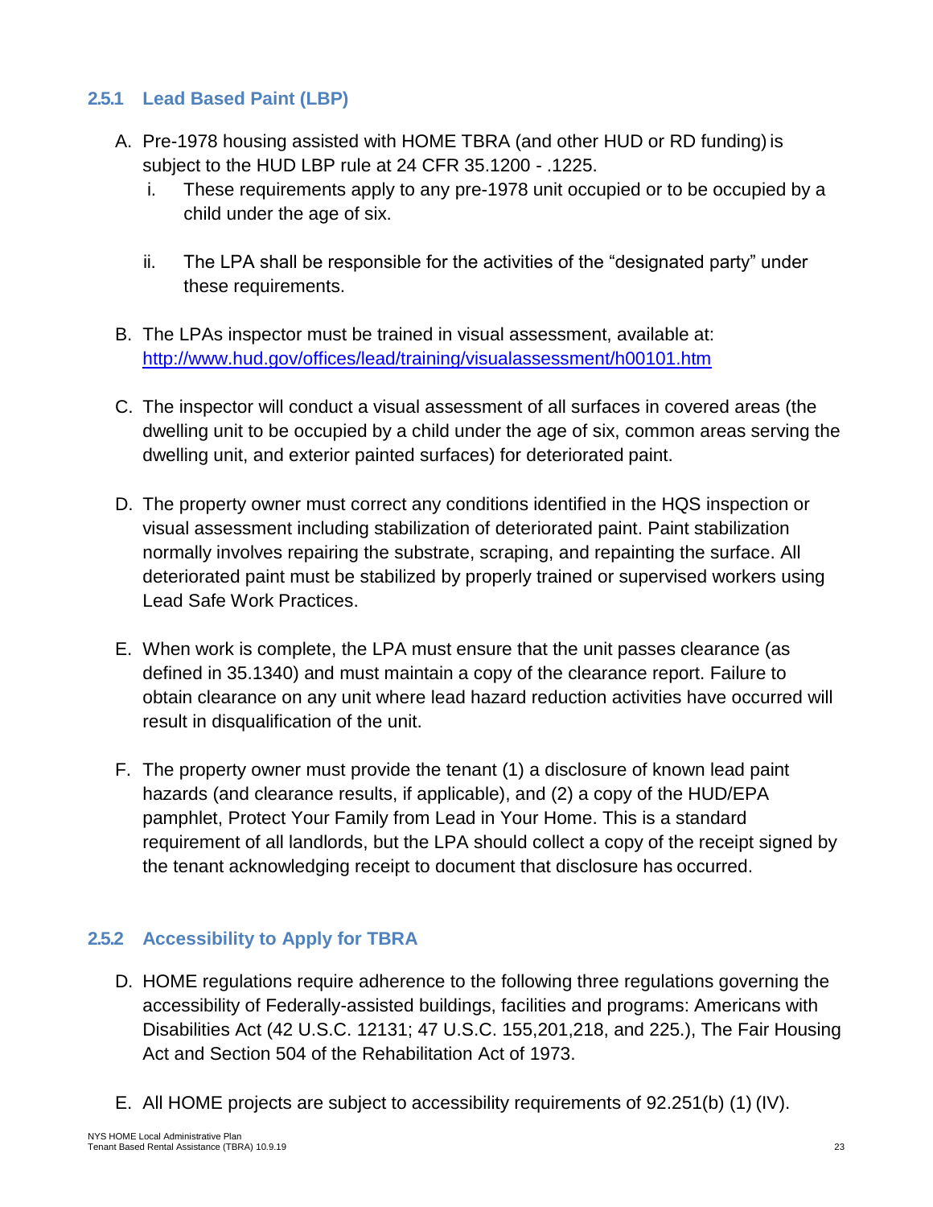### 2.5.1 Lead Based Paint (LBP)

A. Pre-1978 housing assisted with HOME TBRA (and other HUD or RD funding) is subject to the HUD LBP rule at 24 CFR 35.1200 - .1225.

   i. These requirements apply to any pre-1978 unit occupied or to be occupied by a child under the age of six.

   ii. The LPA shall be responsible for the activities of the "designated party" under these requirements.

B. The LPAs inspector must be trained in visual assessment, available at: [http://www.hud.gov/offices/lead/training/visualassessment/h00101.htm](http://www.hud.gov/offices/lead/training/visualassessment/h00101.htm)

C. The inspector will conduct a visual assessment of all surfaces in covered areas (the dwelling unit to be occupied by a child under the age of six, common areas serving the dwelling unit, and exterior painted surfaces) for deteriorated paint.

D. The property owner must correct any conditions identified in the HQS inspection or visual assessment including stabilization of deteriorated paint. Paint stabilization normally involves repairing the substrate, scraping, and repainting the surface. All deteriorated paint must be stabilized by properly trained or supervised workers using Lead Safe Work Practices.

E. When work is complete, the LPA must ensure that the unit passes clearance (as defined in 35.1340) and must maintain a copy of the clearance report. Failure to obtain clearance on any unit where lead hazard reduction activities have occurred will result in disqualification of the unit.

F. The property owner must provide the tenant (1) a disclosure of known lead paint hazards (and clearance results, if applicable), and (2) a copy of the HUD/EPA pamphlet, Protect Your Family from Lead in Your Home. This is a standard requirement of all landlords, but the LPA should collect a copy of the receipt signed by the tenant acknowledging receipt to document that disclosure has occurred.

### 2.5.2 Accessibility to Apply for TBRA

D. HOME regulations require adherence to the following three regulations governing the accessibility of Federally-assisted buildings, facilities and programs: Americans with Disabilities Act (42 U.S.C. 12131; 47 U.S.C. 155,201,218, and 225.), The Fair Housing Act and Section 504 of the Rehabilitation Act of 1973.

E. All HOME projects are subject to accessibility requirements of 92.251(b) (1) (IV).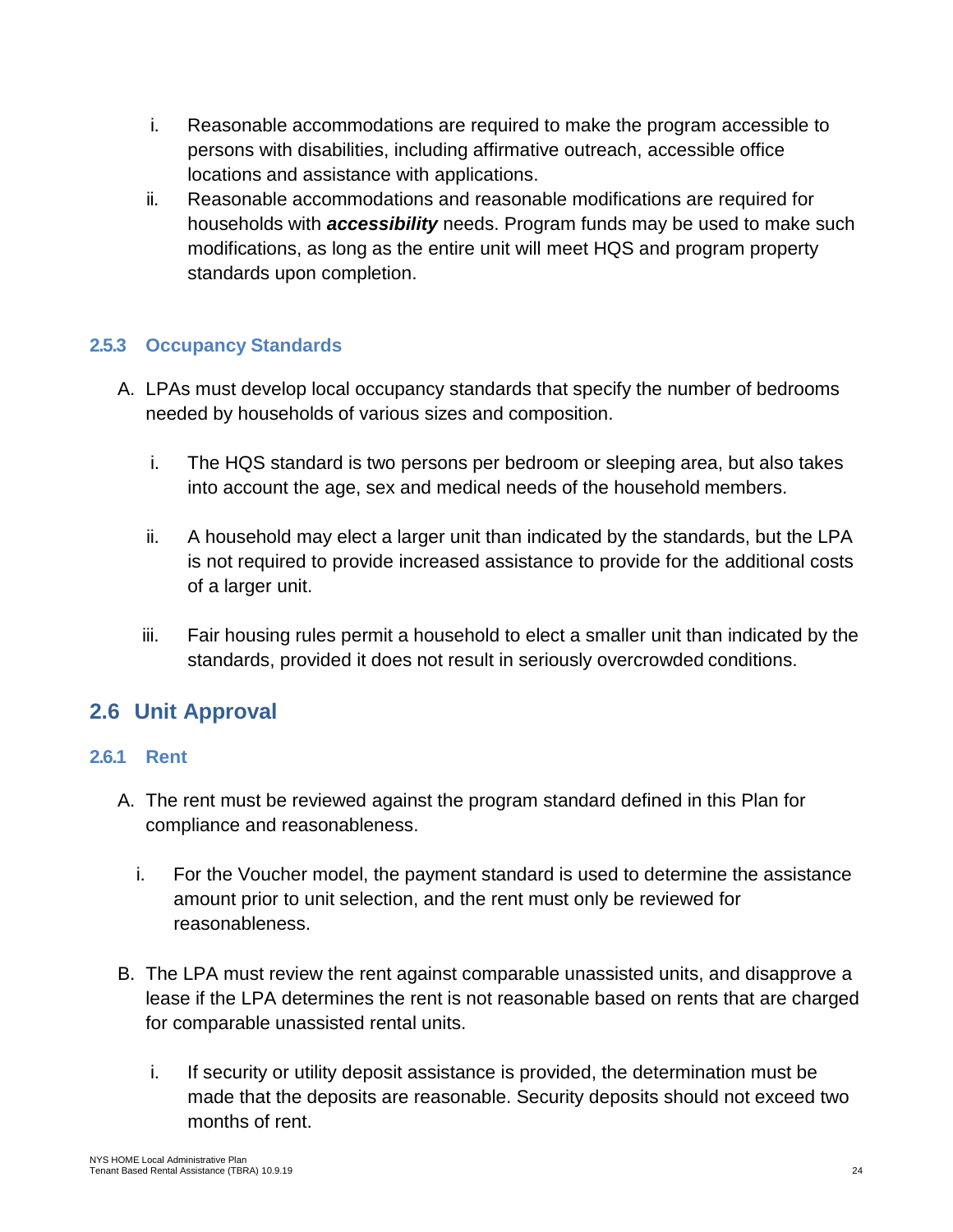i. Reasonable accommodations are required to make the program accessible to persons with disabilities, including affirmative outreach, accessible office locations and assistance with applications.

ii. Reasonable accommodations and reasonable modifications are required for households with ***accessibility*** needs. Program funds may be used to make such modifications, as long as the entire unit will meet HQS and program property standards upon completion.

### 2.5.3 Occupancy Standards

A. LPAs must develop local occupancy standards that specify the number of bedrooms needed by households of various sizes and composition.

   i. The HQS standard is two persons per bedroom or sleeping area, but also takes into account the age, sex and medical needs of the household members.

   ii. A household may elect a larger unit than indicated by the standards, but the LPA is not required to provide increased assistance to provide for the additional costs of a larger unit.

   iii. Fair housing rules permit a household to elect a smaller unit than indicated by the standards, provided it does not result in seriously overcrowded conditions.

## 2.6 Unit Approval

### 2.6.1 Rent

A. The rent must be reviewed against the program standard defined in this Plan for compliance and reasonableness.

   i. For the Voucher model, the payment standard is used to determine the assistance amount prior to unit selection, and the rent must only be reviewed for reasonableness.

B. The LPA must review the rent against comparable unassisted units, and disapprove a lease if the LPA determines the rent is not reasonable based on rents that are charged for comparable unassisted rental units.

   i. If security or utility deposit assistance is provided, the determination must be made that the deposits are reasonable. Security deposits should not exceed two months of rent.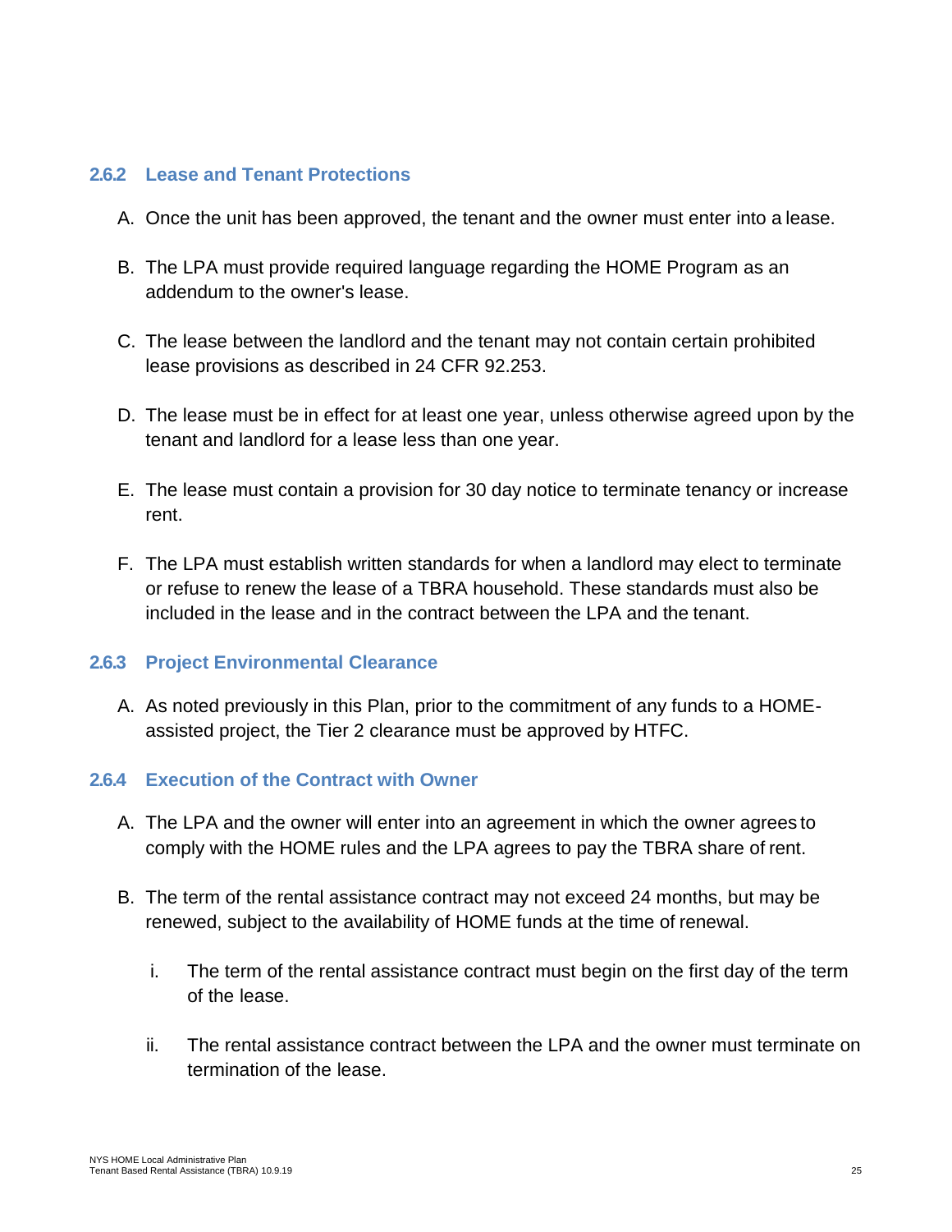### 2.6.2 Lease and Tenant Protections

A. Once the unit has been approved, the tenant and the owner must enter into a lease.

B. The LPA must provide required language regarding the HOME Program as an addendum to the owner's lease.

C. The lease between the landlord and the tenant may not contain certain prohibited lease provisions as described in 24 CFR 92.253.

D. The lease must be in effect for at least one year, unless otherwise agreed upon by the tenant and landlord for a lease less than one year.

E. The lease must contain a provision for 30 day notice to terminate tenancy or increase rent.

F. The LPA must establish written standards for when a landlord may elect to terminate or refuse to renew the lease of a TBRA household. These standards must also be included in the lease and in the contract between the LPA and the tenant.

### 2.6.3 Project Environmental Clearance

A. As noted previously in this Plan, prior to the commitment of any funds to a HOME-assisted project, the Tier 2 clearance must be approved by HTFC.

### 2.6.4 Execution of the Contract with Owner

A. The LPA and the owner will enter into an agreement in which the owner agrees to comply with the HOME rules and the LPA agrees to pay the TBRA share of rent.

B. The term of the rental assistance contract may not exceed 24 months, but may be renewed, subject to the availability of HOME funds at the time of renewal.

   i. The term of the rental assistance contract must begin on the first day of the term of the lease.

   ii. The rental assistance contract between the LPA and the owner must terminate on termination of the lease.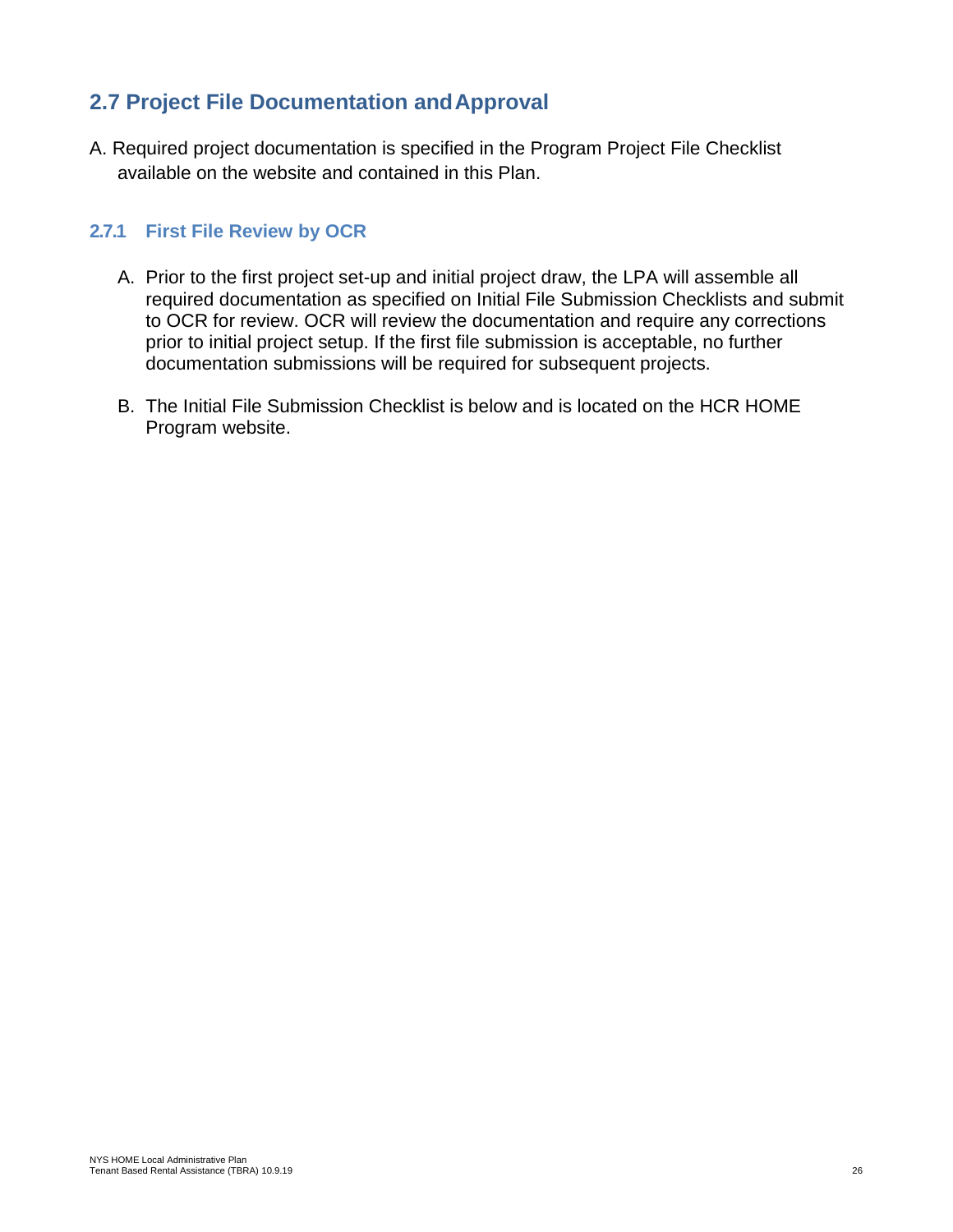## 2.7 Project File Documentation and Approval

A. Required project documentation is specified in the Program Project File Checklist available on the website and contained in this Plan.

### 2.7.1 First File Review by OCR

A. Prior to the first project set-up and initial project draw, the LPA will assemble all required documentation as specified on Initial File Submission Checklists and submit to OCR for review. OCR will review the documentation and require any corrections prior to initial project setup. If the first file submission is acceptable, no further documentation submissions will be required for subsequent projects.

B. The Initial File Submission Checklist is below and is located on the HCR HOME Program website.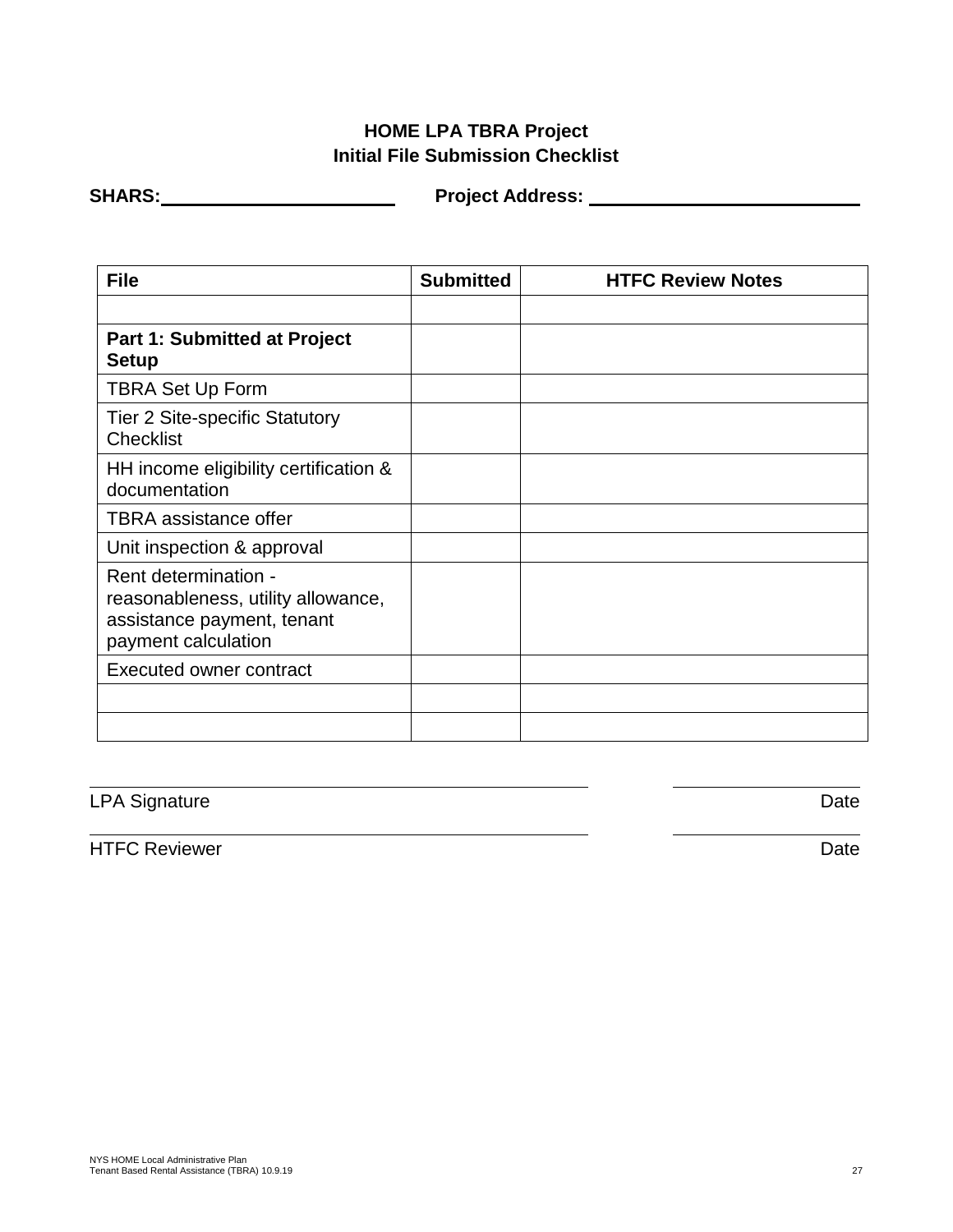# HOME LPA TBRA Project
## Initial File Submission Checklist

**SHARS:**\_\_\_\_\_\_\_\_\_\_\_\_\_\_\_\_\_\_\_\_\_\_ **Project Address:** \_\_\_\_\_\_\_\_\_\_\_\_\_\_\_\_\_\_\_\_\_\_\_\_\_\_

| File | Submitted | HTFC Review Notes |
|---|---|---|
| | | |
| **Part 1: Submitted at Project Setup** | | |
| TBRA Set Up Form | | |
| Tier 2 Site-specific Statutory Checklist | | |
| HH income eligibility certification & documentation | | |
| TBRA assistance offer | | |
| Unit inspection & approval | | |
| Rent determination - reasonableness, utility allowance, assistance payment, tenant payment calculation | | |
| Executed owner contract | | |
| | | |
| | | |

\_\_\_\_\_\_\_\_\_\_\_\_\_\_\_\_\_\_\_\_\_\_\_\_\_\_\_\_\_\_\_\_\_\_\_\_\_\_\_\_ \_\_\_\_\_\_\_\_\_\_\_\_\_\_\_\_
LPA Signature Date

\_\_\_\_\_\_\_\_\_\_\_\_\_\_\_\_\_\_\_\_\_\_\_\_\_\_\_\_\_\_\_\_\_\_\_\_\_\_\_\_ \_\_\_\_\_\_\_\_\_\_\_\_\_\_\_\_
HTFC Reviewer Date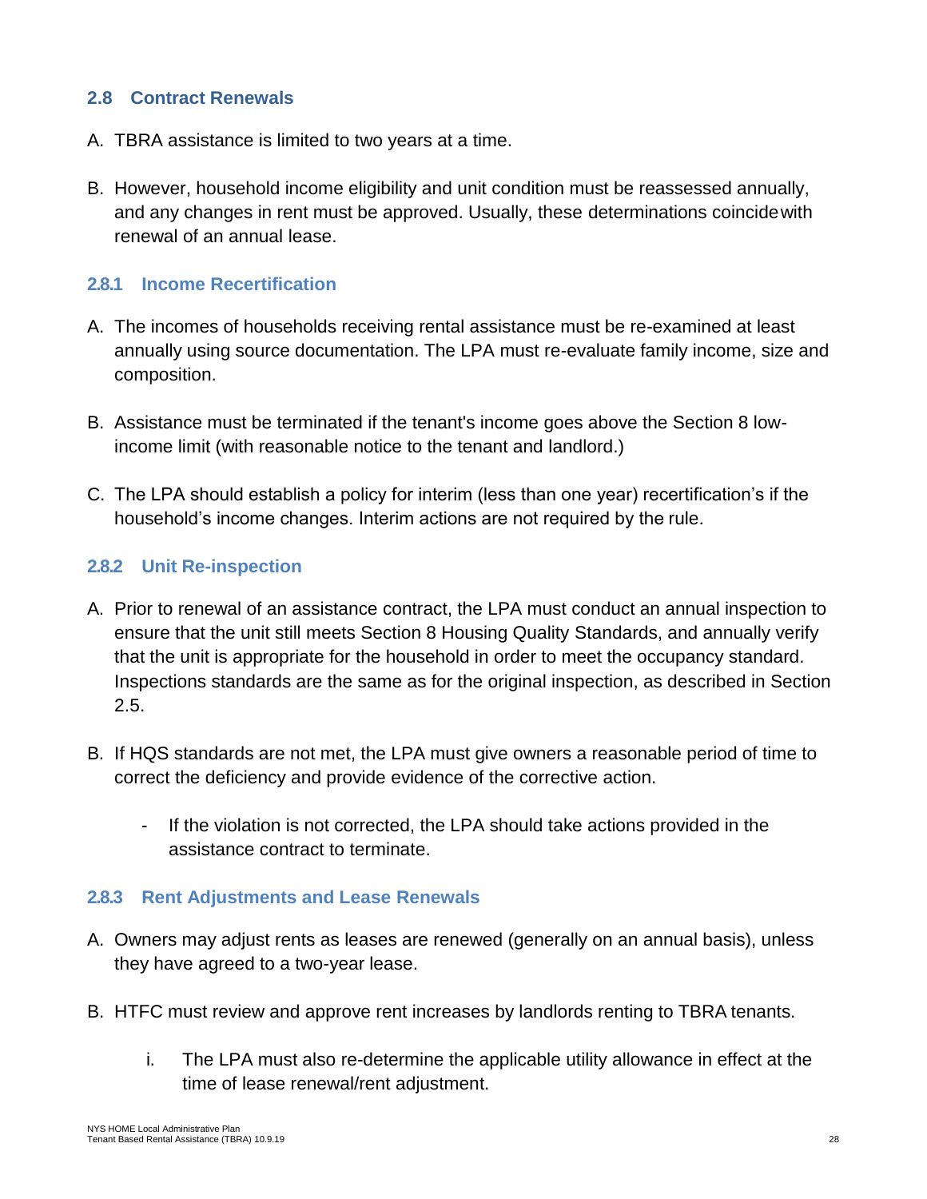## 2.8 Contract Renewals

A. TBRA assistance is limited to two years at a time.

B. However, household income eligibility and unit condition must be reassessed annually, and any changes in rent must be approved. Usually, these determinations coincide with renewal of an annual lease.

### 2.8.1 Income Recertification

A. The incomes of households receiving rental assistance must be re-examined at least annually using source documentation. The LPA must re-evaluate family income, size and composition.

B. Assistance must be terminated if the tenant's income goes above the Section 8 low-income limit (with reasonable notice to the tenant and landlord.)

C. The LPA should establish a policy for interim (less than one year) recertification's if the household's income changes. Interim actions are not required by the rule.

### 2.8.2 Unit Re-inspection

A. Prior to renewal of an assistance contract, the LPA must conduct an annual inspection to ensure that the unit still meets Section 8 Housing Quality Standards, and annually verify that the unit is appropriate for the household in order to meet the occupancy standard. Inspections standards are the same as for the original inspection, as described in Section 2.5.

B. If HQS standards are not met, the LPA must give owners a reasonable period of time to correct the deficiency and provide evidence of the corrective action.

   - If the violation is not corrected, the LPA should take actions provided in the assistance contract to terminate.

### 2.8.3 Rent Adjustments and Lease Renewals

A. Owners may adjust rents as leases are renewed (generally on an annual basis), unless they have agreed to a two-year lease.

B. HTFC must review and approve rent increases by landlords renting to TBRA tenants.

   i. The LPA must also re-determine the applicable utility allowance in effect at the time of lease renewal/rent adjustment.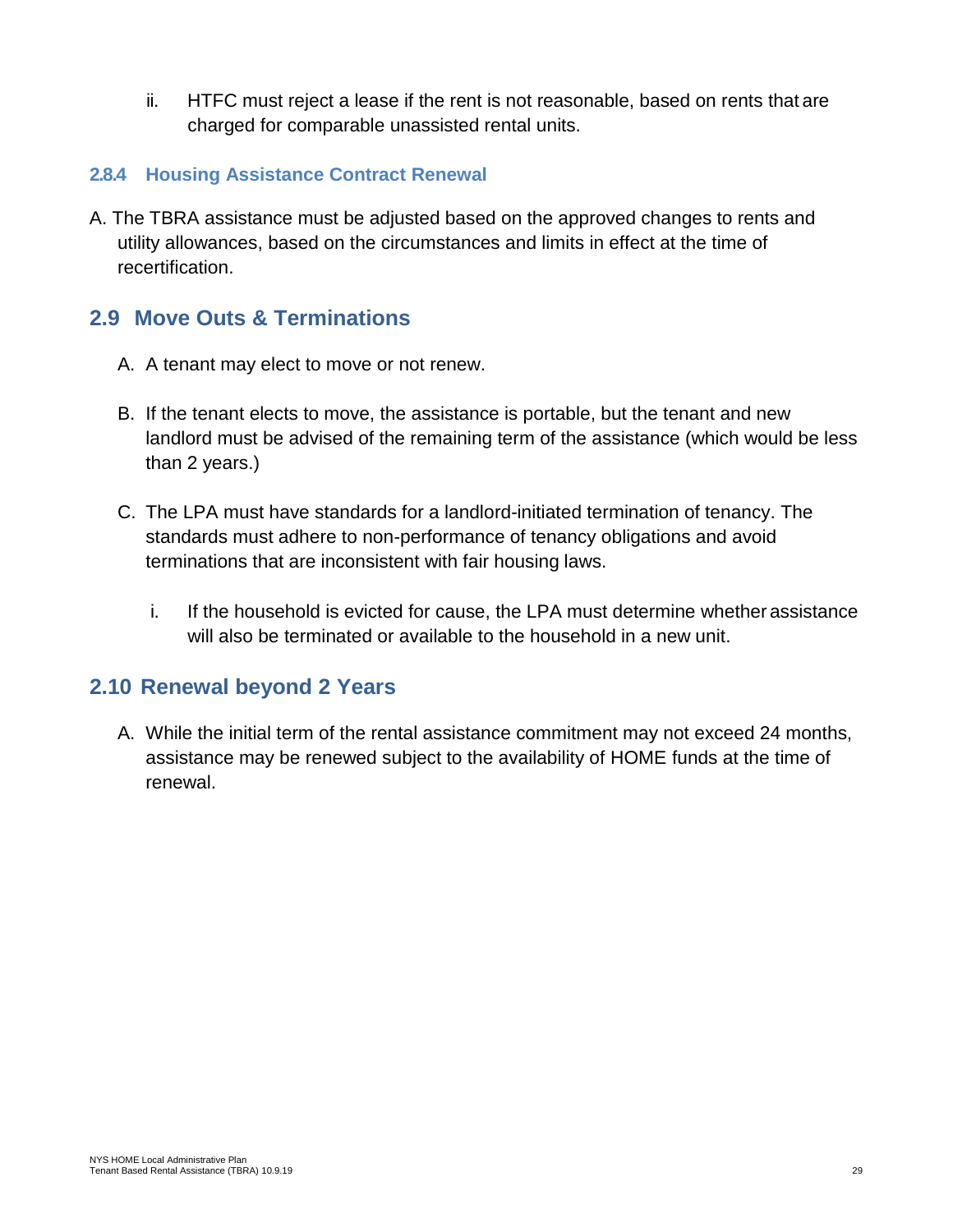ii. HTFC must reject a lease if the rent is not reasonable, based on rents that are charged for comparable unassisted rental units.

### 2.8.4 Housing Assistance Contract Renewal

A. The TBRA assistance must be adjusted based on the approved changes to rents and utility allowances, based on the circumstances and limits in effect at the time of recertification.

## 2.9 Move Outs & Terminations

A. A tenant may elect to move or not renew.

B. If the tenant elects to move, the assistance is portable, but the tenant and new landlord must be advised of the remaining term of the assistance (which would be less than 2 years.)

C. The LPA must have standards for a landlord-initiated termination of tenancy. The standards must adhere to non-performance of tenancy obligations and avoid terminations that are inconsistent with fair housing laws.

   i. If the household is evicted for cause, the LPA must determine whether assistance will also be terminated or available to the household in a new unit.

## 2.10 Renewal beyond 2 Years

A. While the initial term of the rental assistance commitment may not exceed 24 months, assistance may be renewed subject to the availability of HOME funds at the time of renewal.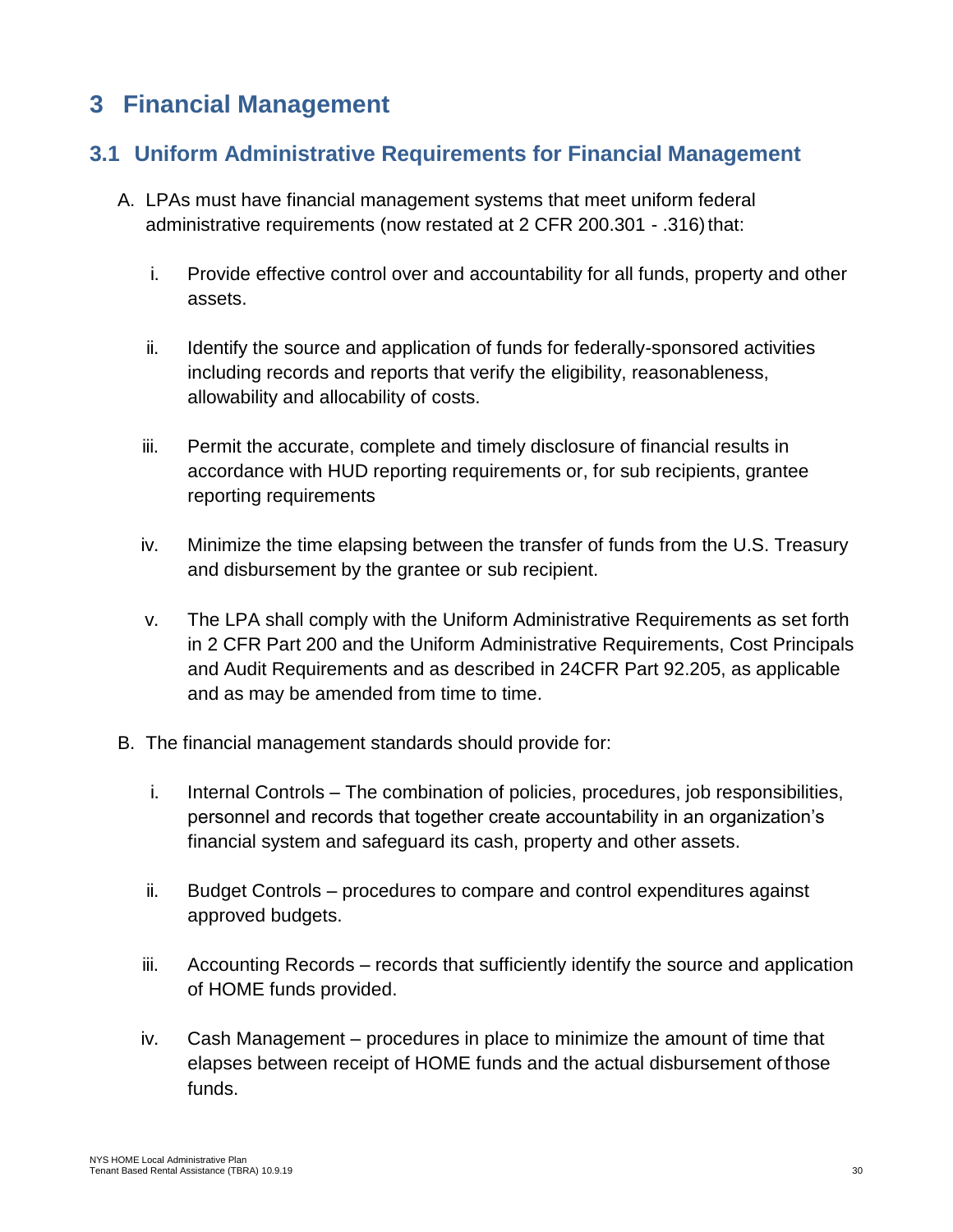# 3 Financial Management

## 3.1 Uniform Administrative Requirements for Financial Management

A. LPAs must have financial management systems that meet uniform federal administrative requirements (now restated at 2 CFR 200.301 - .316) that:

  i. Provide effective control over and accountability for all funds, property and other assets.

  ii. Identify the source and application of funds for federally-sponsored activities including records and reports that verify the eligibility, reasonableness, allowability and allocability of costs.

  iii. Permit the accurate, complete and timely disclosure of financial results in accordance with HUD reporting requirements or, for sub recipients, grantee reporting requirements

  iv. Minimize the time elapsing between the transfer of funds from the U.S. Treasury and disbursement by the grantee or sub recipient.

  v. The LPA shall comply with the Uniform Administrative Requirements as set forth in 2 CFR Part 200 and the Uniform Administrative Requirements, Cost Principals and Audit Requirements and as described in 24CFR Part 92.205, as applicable and as may be amended from time to time.

B. The financial management standards should provide for:

  i. Internal Controls – The combination of policies, procedures, job responsibilities, personnel and records that together create accountability in an organization's financial system and safeguard its cash, property and other assets.

  ii. Budget Controls – procedures to compare and control expenditures against approved budgets.

  iii. Accounting Records – records that sufficiently identify the source and application of HOME funds provided.

  iv. Cash Management – procedures in place to minimize the amount of time that elapses between receipt of HOME funds and the actual disbursement of those funds.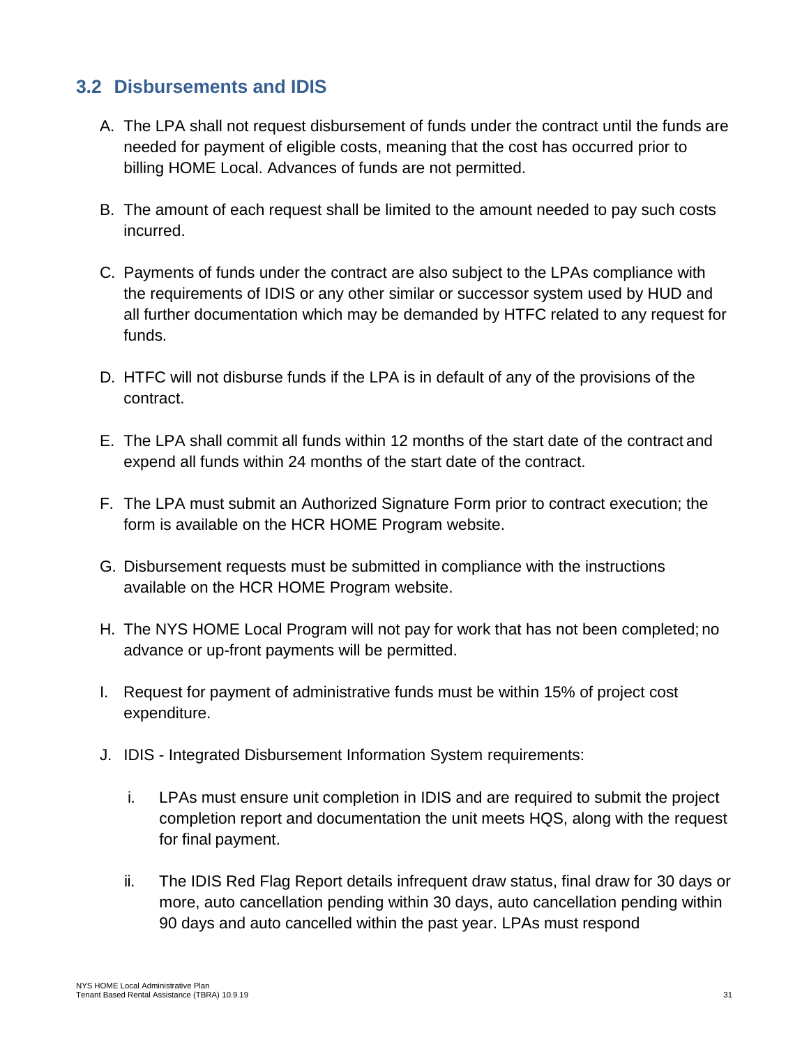## 3.2 Disbursements and IDIS

A. The LPA shall not request disbursement of funds under the contract until the funds are needed for payment of eligible costs, meaning that the cost has occurred prior to billing HOME Local. Advances of funds are not permitted.

B. The amount of each request shall be limited to the amount needed to pay such costs incurred.

C. Payments of funds under the contract are also subject to the LPAs compliance with the requirements of IDIS or any other similar or successor system used by HUD and all further documentation which may be demanded by HTFC related to any request for funds.

D. HTFC will not disburse funds if the LPA is in default of any of the provisions of the contract.

E. The LPA shall commit all funds within 12 months of the start date of the contract and expend all funds within 24 months of the start date of the contract.

F. The LPA must submit an Authorized Signature Form prior to contract execution; the form is available on the HCR HOME Program website.

G. Disbursement requests must be submitted in compliance with the instructions available on the HCR HOME Program website.

H. The NYS HOME Local Program will not pay for work that has not been completed; no advance or up-front payments will be permitted.

I. Request for payment of administrative funds must be within 15% of project cost expenditure.

J. IDIS - Integrated Disbursement Information System requirements:

   i. LPAs must ensure unit completion in IDIS and are required to submit the project completion report and documentation the unit meets HQS, along with the request for final payment.

   ii. The IDIS Red Flag Report details infrequent draw status, final draw for 30 days or more, auto cancellation pending within 30 days, auto cancellation pending within 90 days and auto cancelled within the past year. LPAs must respond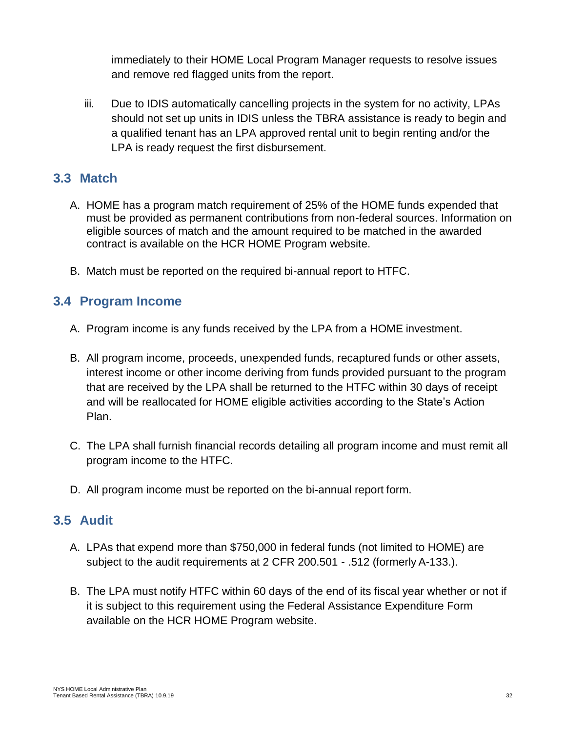immediately to their HOME Local Program Manager requests to resolve issues and remove red flagged units from the report.

iii. Due to IDIS automatically cancelling projects in the system for no activity, LPAs should not set up units in IDIS unless the TBRA assistance is ready to begin and a qualified tenant has an LPA approved rental unit to begin renting and/or the LPA is ready request the first disbursement.

## 3.3 Match

A. HOME has a program match requirement of 25% of the HOME funds expended that must be provided as permanent contributions from non-federal sources. Information on eligible sources of match and the amount required to be matched in the awarded contract is available on the HCR HOME Program website.

B. Match must be reported on the required bi-annual report to HTFC.

## 3.4 Program Income

A. Program income is any funds received by the LPA from a HOME investment.

B. All program income, proceeds, unexpended funds, recaptured funds or other assets, interest income or other income deriving from funds provided pursuant to the program that are received by the LPA shall be returned to the HTFC within 30 days of receipt and will be reallocated for HOME eligible activities according to the State's Action Plan.

C. The LPA shall furnish financial records detailing all program income and must remit all program income to the HTFC.

D. All program income must be reported on the bi-annual report form.

## 3.5 Audit

A. LPAs that expend more than $750,000 in federal funds (not limited to HOME) are subject to the audit requirements at 2 CFR 200.501 - .512 (formerly A-133.).

B. The LPA must notify HTFC within 60 days of the end of its fiscal year whether or not if it is subject to this requirement using the Federal Assistance Expenditure Form available on the HCR HOME Program website.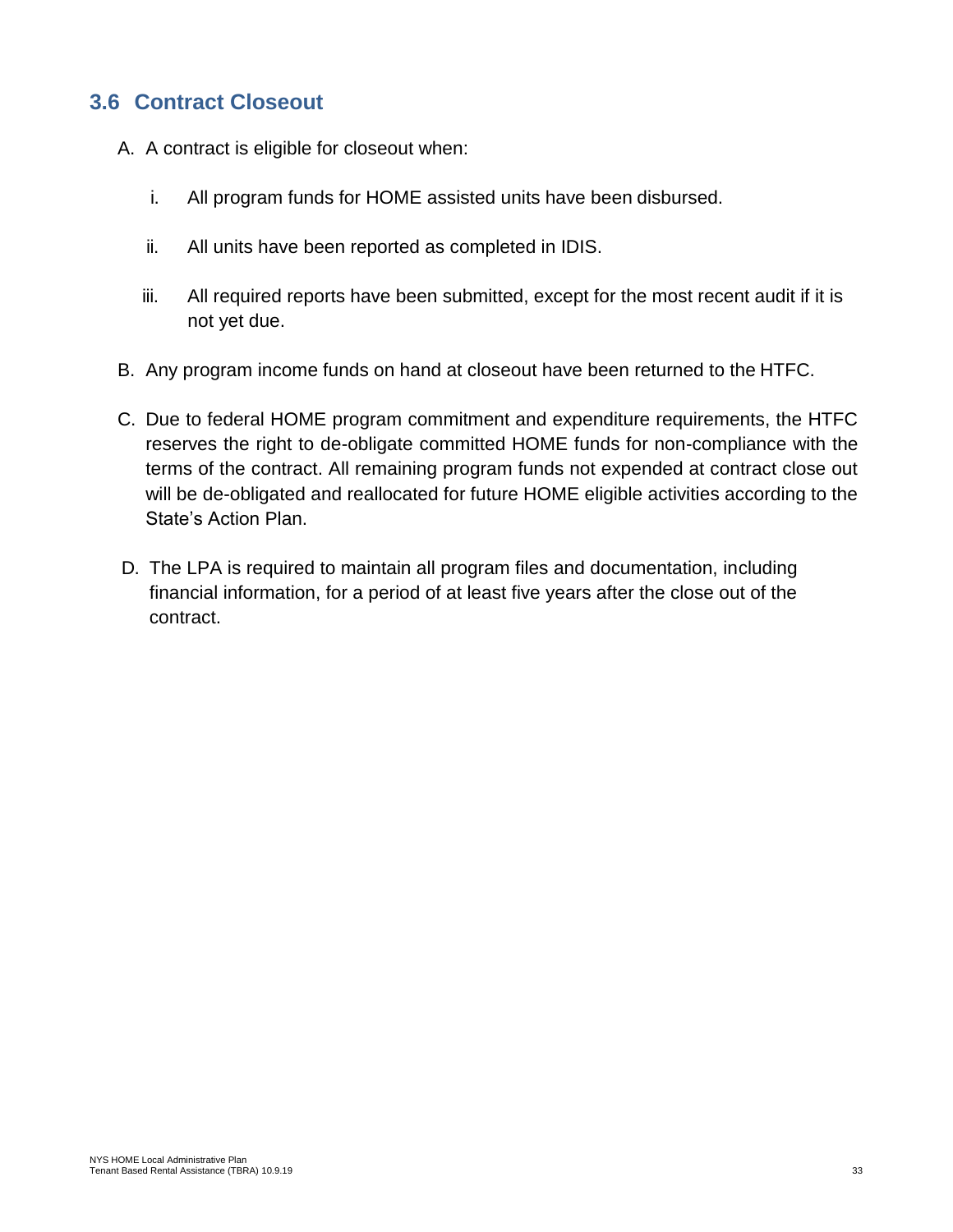## 3.6 Contract Closeout

A. A contract is eligible for closeout when:

   i. All program funds for HOME assisted units have been disbursed.

   ii. All units have been reported as completed in IDIS.

   iii. All required reports have been submitted, except for the most recent audit if it is not yet due.

B. Any program income funds on hand at closeout have been returned to the HTFC.

C. Due to federal HOME program commitment and expenditure requirements, the HTFC reserves the right to de-obligate committed HOME funds for non-compliance with the terms of the contract. All remaining program funds not expended at contract close out will be de-obligated and reallocated for future HOME eligible activities according to the State's Action Plan.

D. The LPA is required to maintain all program files and documentation, including financial information, for a period of at least five years after the close out of the contract.